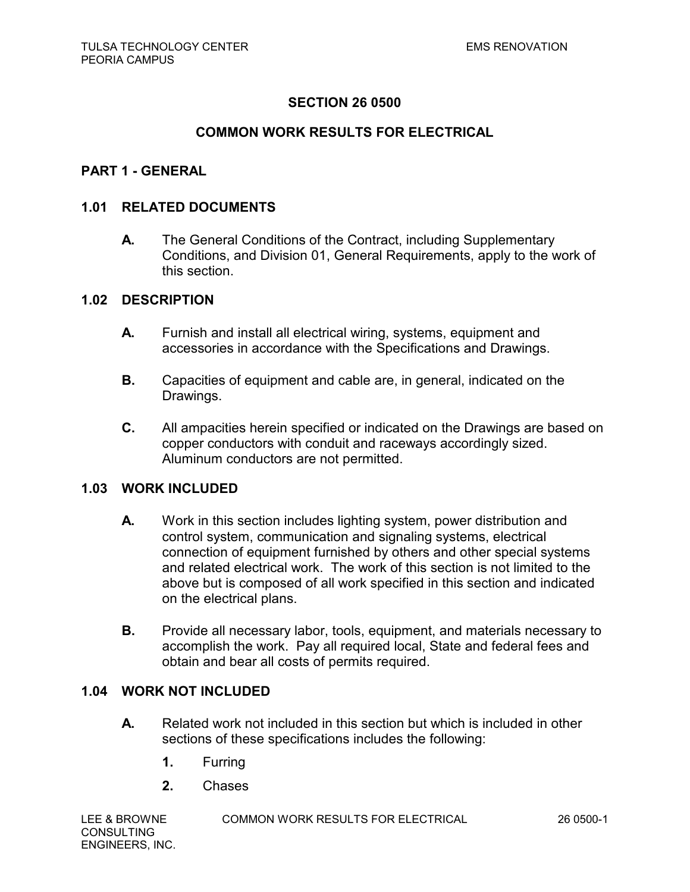# SECTION 26 0500

## COMMON WORK RESULTS FOR ELECTRICAL

## PART 1 - GENERAL

### 1.01 RELATED DOCUMENTS

**A.** The General Conditions of the Contract, including Supplementary Conditions, and Division 01, General Requirements, apply to the work of this section.

### 1.02 DESCRIPTION

**A.** Furnish and install all electrical wiring, systems, equipment and accessories in accordance with the Specifications and Drawings.

**B.** Capacities of equipment and cable are, in general, indicated on the Drawings.

**C.** All ampacities herein specified or indicated on the Drawings are based on copper conductors with conduit and raceways accordingly sized. Aluminum conductors are not permitted.

### 1.03 WORK INCLUDED

**A.** Work in this section includes lighting system, power distribution and control system, communication and signaling systems, electrical connection of equipment furnished by others and other special systems and related electrical work. The work of this section is not limited to the above but is composed of all work specified in this section and indicated on the electrical plans.

**B.** Provide all necessary labor, tools, equipment, and materials necessary to accomplish the work. Pay all required local, State and federal fees and obtain and bear all costs of permits required.

### 1.04 WORK NOT INCLUDED

**A.** Related work not included in this section but which is included in other sections of these specifications includes the following:

1. Furring
2. Chases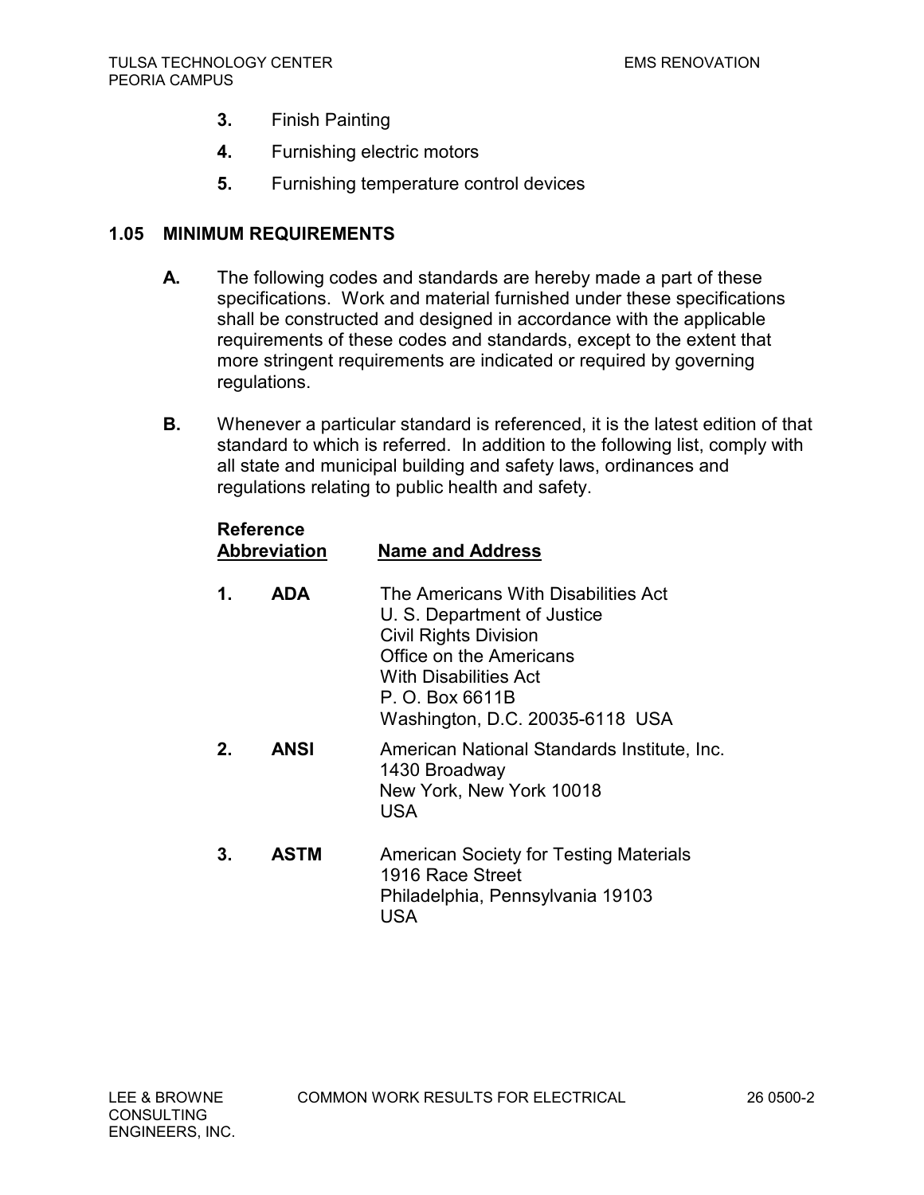3. Finish Painting
4. Furnishing electric motors
5. Furnishing temperature control devices

## 1.05 MINIMUM REQUIREMENTS

**A.** The following codes and standards are hereby made a part of these specifications. Work and material furnished under these specifications shall be constructed and designed in accordance with the applicable requirements of these codes and standards, except to the extent that more stringent requirements are indicated or required by governing regulations.

**B.** Whenever a particular standard is referenced, it is the latest edition of that standard to which is referred. In addition to the following list, comply with all state and municipal building and safety laws, ordinances and regulations relating to public health and safety.

| | Reference Abbreviation | Name and Address |
|---|---|---|
| **1.** | **ADA** | The Americans With Disabilities Act<br>U. S. Department of Justice<br>Civil Rights Division<br>Office on the Americans<br>With Disabilities Act<br>P. O. Box 6611B<br>Washington, D.C. 20035-6118 USA |
| **2.** | **ANSI** | American National Standards Institute, Inc.<br>1430 Broadway<br>New York, New York 10018<br>USA |
| **3.** | **ASTM** | American Society for Testing Materials<br>1916 Race Street<br>Philadelphia, Pennsylvania 19103<br>USA |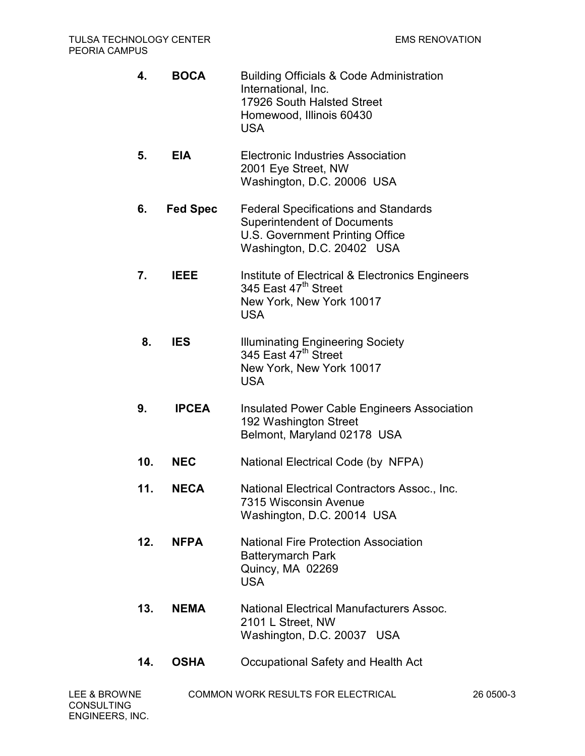4. **BOCA** — Building Officials & Code Administration International, Inc.
   17926 South Halsted Street
   Homewood, Illinois 60430
   USA

5. **EIA** — Electronic Industries Association
   2001 Eye Street, NW
   Washington, D.C. 20006 USA

6. **Fed Spec** — Federal Specifications and Standards
   Superintendent of Documents
   U.S. Government Printing Office
   Washington, D.C. 20402 USA

7. **IEEE** — Institute of Electrical & Electronics Engineers
   345 East 47th Street
   New York, New York 10017
   USA

8. **IES** — Illuminating Engineering Society
   345 East 47th Street
   New York, New York 10017
   USA

9. **IPCEA** — Insulated Power Cable Engineers Association
   192 Washington Street
   Belmont, Maryland 02178 USA

10. **NEC** — National Electrical Code (by NFPA)

11. **NECA** — National Electrical Contractors Assoc., Inc.
    7315 Wisconsin Avenue
    Washington, D.C. 20014 USA

12. **NFPA** — National Fire Protection Association
    Batterymarch Park
    Quincy, MA 02269
    USA

13. **NEMA** — National Electrical Manufacturers Assoc.
    2101 L Street, NW
    Washington, D.C. 20037 USA

14. **OSHA** — Occupational Safety and Health Act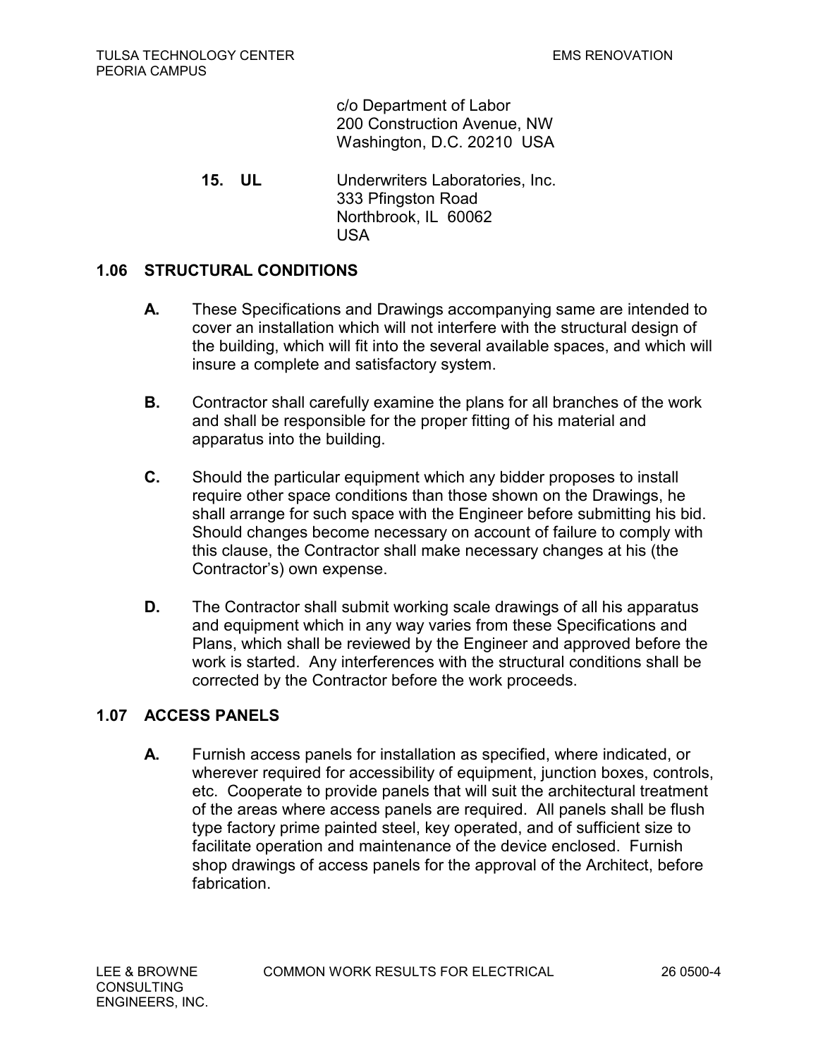c/o Department of Labor
200 Construction Avenue, NW
Washington, D.C. 20210 USA

**15. UL** Underwriters Laboratories, Inc.
333 Pfingston Road
Northbrook, IL 60062
USA

## 1.06 STRUCTURAL CONDITIONS

**A.** These Specifications and Drawings accompanying same are intended to cover an installation which will not interfere with the structural design of the building, which will fit into the several available spaces, and which will insure a complete and satisfactory system.

**B.** Contractor shall carefully examine the plans for all branches of the work and shall be responsible for the proper fitting of his material and apparatus into the building.

**C.** Should the particular equipment which any bidder proposes to install require other space conditions than those shown on the Drawings, he shall arrange for such space with the Engineer before submitting his bid. Should changes become necessary on account of failure to comply with this clause, the Contractor shall make necessary changes at his (the Contractor's) own expense.

**D.** The Contractor shall submit working scale drawings of all his apparatus and equipment which in any way varies from these Specifications and Plans, which shall be reviewed by the Engineer and approved before the work is started. Any interferences with the structural conditions shall be corrected by the Contractor before the work proceeds.

## 1.07 ACCESS PANELS

**A.** Furnish access panels for installation as specified, where indicated, or wherever required for accessibility of equipment, junction boxes, controls, etc. Cooperate to provide panels that will suit the architectural treatment of the areas where access panels are required. All panels shall be flush type factory prime painted steel, key operated, and of sufficient size to facilitate operation and maintenance of the device enclosed. Furnish shop drawings of access panels for the approval of the Architect, before fabrication.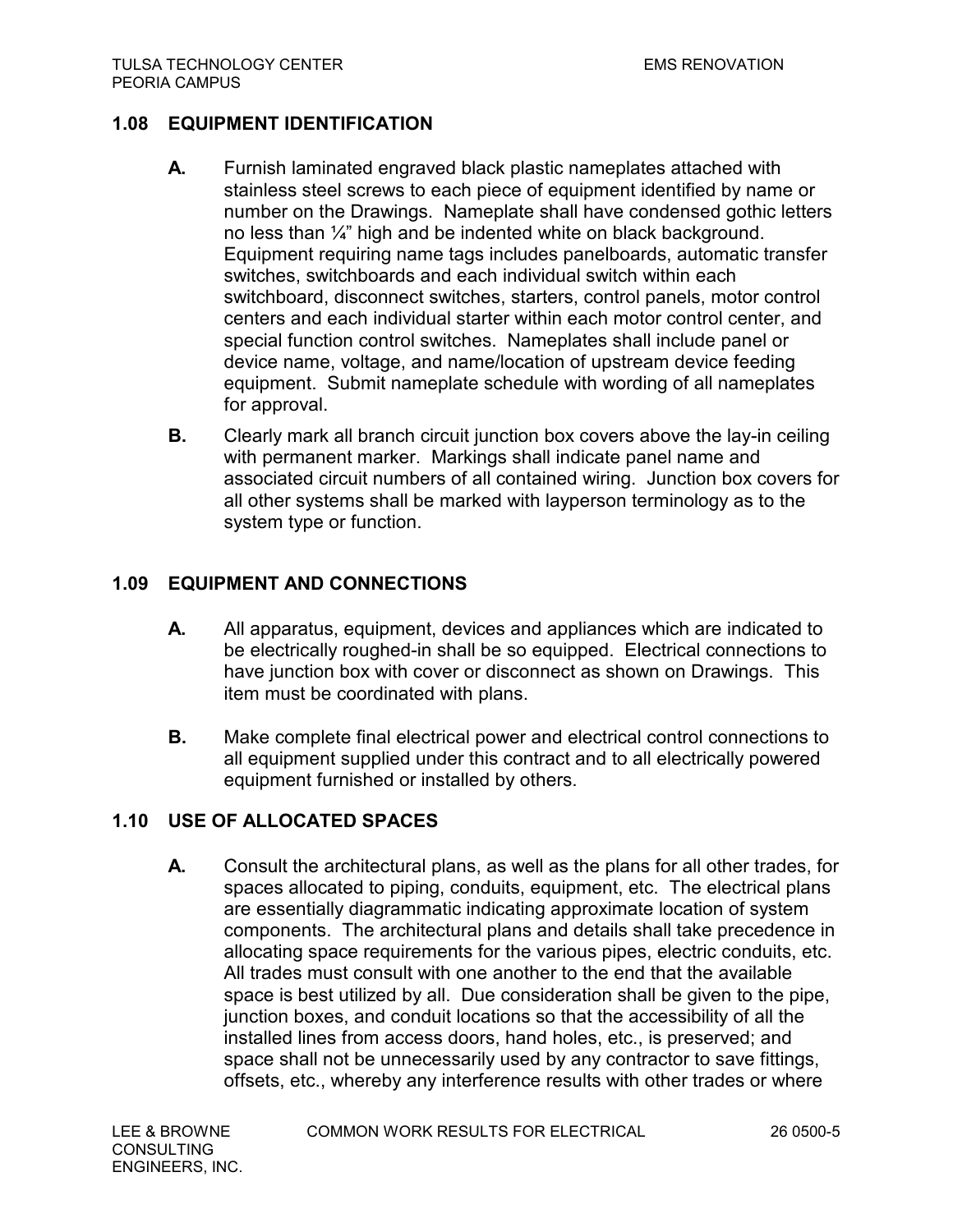## 1.08 EQUIPMENT IDENTIFICATION

**A.** Furnish laminated engraved black plastic nameplates attached with stainless steel screws to each piece of equipment identified by name or number on the Drawings. Nameplate shall have condensed gothic letters no less than ¼" high and be indented white on black background. Equipment requiring name tags includes panelboards, automatic transfer switches, switchboards and each individual switch within each switchboard, disconnect switches, starters, control panels, motor control centers and each individual starter within each motor control center, and special function control switches. Nameplates shall include panel or device name, voltage, and name/location of upstream device feeding equipment. Submit nameplate schedule with wording of all nameplates for approval.

**B.** Clearly mark all branch circuit junction box covers above the lay-in ceiling with permanent marker. Markings shall indicate panel name and associated circuit numbers of all contained wiring. Junction box covers for all other systems shall be marked with layperson terminology as to the system type or function.

## 1.09 EQUIPMENT AND CONNECTIONS

**A.** All apparatus, equipment, devices and appliances which are indicated to be electrically roughed-in shall be so equipped. Electrical connections to have junction box with cover or disconnect as shown on Drawings. This item must be coordinated with plans.

**B.** Make complete final electrical power and electrical control connections to all equipment supplied under this contract and to all electrically powered equipment furnished or installed by others.

## 1.10 USE OF ALLOCATED SPACES

**A.** Consult the architectural plans, as well as the plans for all other trades, for spaces allocated to piping, conduits, equipment, etc. The electrical plans are essentially diagrammatic indicating approximate location of system components. The architectural plans and details shall take precedence in allocating space requirements for the various pipes, electric conduits, etc. All trades must consult with one another to the end that the available space is best utilized by all. Due consideration shall be given to the pipe, junction boxes, and conduit locations so that the accessibility of all the installed lines from access doors, hand holes, etc., is preserved; and space shall not be unnecessarily used by any contractor to save fittings, offsets, etc., whereby any interference results with other trades or where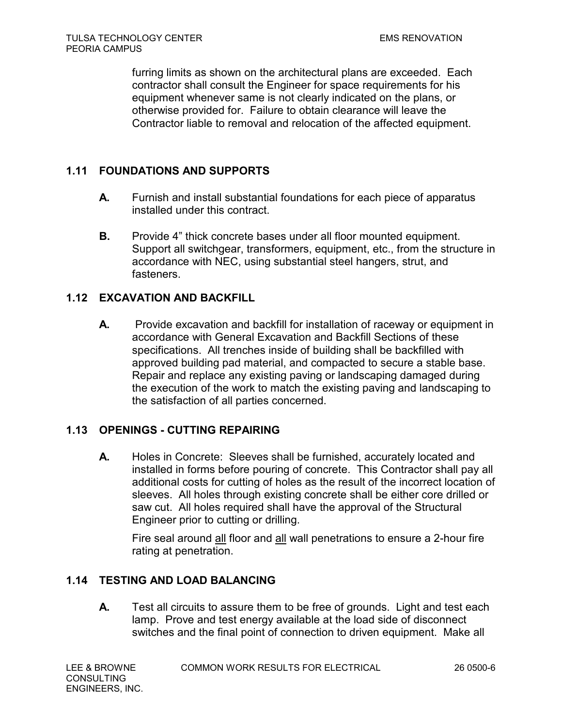furring limits as shown on the architectural plans are exceeded. Each contractor shall consult the Engineer for space requirements for his equipment whenever same is not clearly indicated on the plans, or otherwise provided for. Failure to obtain clearance will leave the Contractor liable to removal and relocation of the affected equipment.

## 1.11 FOUNDATIONS AND SUPPORTS

**A.** Furnish and install substantial foundations for each piece of apparatus installed under this contract.

**B.** Provide 4" thick concrete bases under all floor mounted equipment. Support all switchgear, transformers, equipment, etc., from the structure in accordance with NEC, using substantial steel hangers, strut, and fasteners.

## 1.12 EXCAVATION AND BACKFILL

**A.** Provide excavation and backfill for installation of raceway or equipment in accordance with General Excavation and Backfill Sections of these specifications. All trenches inside of building shall be backfilled with approved building pad material, and compacted to secure a stable base. Repair and replace any existing paving or landscaping damaged during the execution of the work to match the existing paving and landscaping to the satisfaction of all parties concerned.

## 1.13 OPENINGS - CUTTING REPAIRING

**A.** Holes in Concrete: Sleeves shall be furnished, accurately located and installed in forms before pouring of concrete. This Contractor shall pay all additional costs for cutting of holes as the result of the incorrect location of sleeves. All holes through existing concrete shall be either core drilled or saw cut. All holes required shall have the approval of the Structural Engineer prior to cutting or drilling.

Fire seal around <u>all</u> floor and <u>all</u> wall penetrations to ensure a 2-hour fire rating at penetration.

## 1.14 TESTING AND LOAD BALANCING

**A.** Test all circuits to assure them to be free of grounds. Light and test each lamp. Prove and test energy available at the load side of disconnect switches and the final point of connection to driven equipment. Make all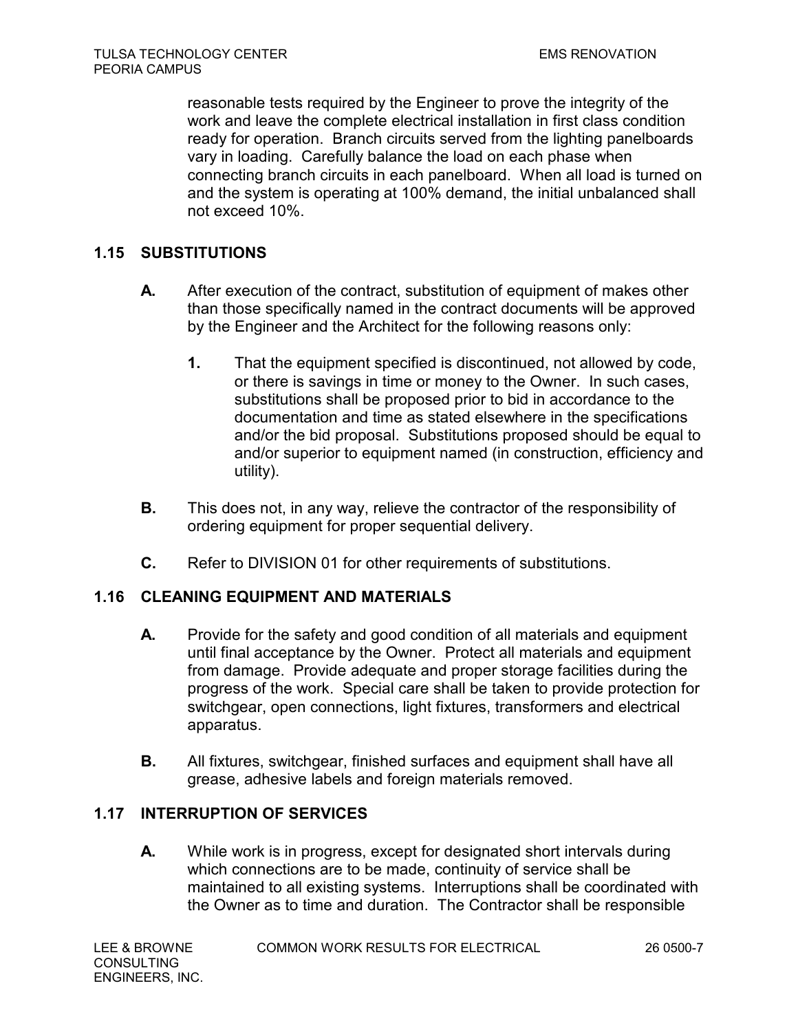reasonable tests required by the Engineer to prove the integrity of the work and leave the complete electrical installation in first class condition ready for operation. Branch circuits served from the lighting panelboards vary in loading. Carefully balance the load on each phase when connecting branch circuits in each panelboard. When all load is turned on and the system is operating at 100% demand, the initial unbalanced shall not exceed 10%.

## 1.15 SUBSTITUTIONS

**A.** After execution of the contract, substitution of equipment of makes other than those specifically named in the contract documents will be approved by the Engineer and the Architect for the following reasons only:

**1.** That the equipment specified is discontinued, not allowed by code, or there is savings in time or money to the Owner. In such cases, substitutions shall be proposed prior to bid in accordance to the documentation and time as stated elsewhere in the specifications and/or the bid proposal. Substitutions proposed should be equal to and/or superior to equipment named (in construction, efficiency and utility).

**B.** This does not, in any way, relieve the contractor of the responsibility of ordering equipment for proper sequential delivery.

**C.** Refer to DIVISION 01 for other requirements of substitutions.

## 1.16 CLEANING EQUIPMENT AND MATERIALS

**A.** Provide for the safety and good condition of all materials and equipment until final acceptance by the Owner. Protect all materials and equipment from damage. Provide adequate and proper storage facilities during the progress of the work. Special care shall be taken to provide protection for switchgear, open connections, light fixtures, transformers and electrical apparatus.

**B.** All fixtures, switchgear, finished surfaces and equipment shall have all grease, adhesive labels and foreign materials removed.

## 1.17 INTERRUPTION OF SERVICES

**A.** While work is in progress, except for designated short intervals during which connections are to be made, continuity of service shall be maintained to all existing systems. Interruptions shall be coordinated with the Owner as to time and duration. The Contractor shall be responsible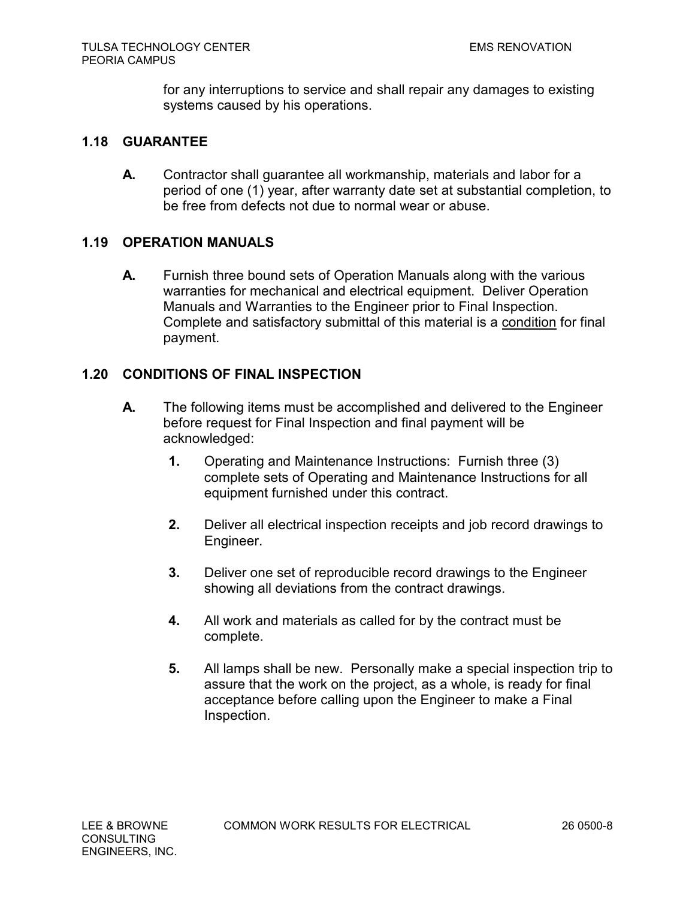for any interruptions to service and shall repair any damages to existing systems caused by his operations.

## 1.18 GUARANTEE

**A.** Contractor shall guarantee all workmanship, materials and labor for a period of one (1) year, after warranty date set at substantial completion, to be free from defects not due to normal wear or abuse.

## 1.19 OPERATION MANUALS

**A.** Furnish three bound sets of Operation Manuals along with the various warranties for mechanical and electrical equipment. Deliver Operation Manuals and Warranties to the Engineer prior to Final Inspection. Complete and satisfactory submittal of this material is a <u>condition</u> for final payment.

## 1.20 CONDITIONS OF FINAL INSPECTION

**A.** The following items must be accomplished and delivered to the Engineer before request for Final Inspection and final payment will be acknowledged:

1. Operating and Maintenance Instructions: Furnish three (3) complete sets of Operating and Maintenance Instructions for all equipment furnished under this contract.

2. Deliver all electrical inspection receipts and job record drawings to Engineer.

3. Deliver one set of reproducible record drawings to the Engineer showing all deviations from the contract drawings.

4. All work and materials as called for by the contract must be complete.

5. All lamps shall be new. Personally make a special inspection trip to assure that the work on the project, as a whole, is ready for final acceptance before calling upon the Engineer to make a Final Inspection.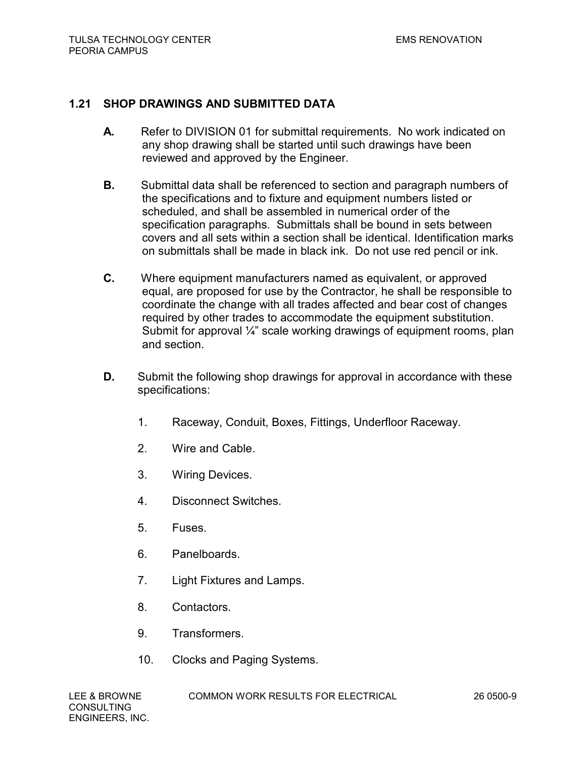## 1.21 SHOP DRAWINGS AND SUBMITTED DATA

**A.** Refer to DIVISION 01 for submittal requirements. No work indicated on any shop drawing shall be started until such drawings have been reviewed and approved by the Engineer.

**B.** Submittal data shall be referenced to section and paragraph numbers of the specifications and to fixture and equipment numbers listed or scheduled, and shall be assembled in numerical order of the specification paragraphs. Submittals shall be bound in sets between covers and all sets within a section shall be identical. Identification marks on submittals shall be made in black ink. Do not use red pencil or ink.

**C.** Where equipment manufacturers named as equivalent, or approved equal, are proposed for use by the Contractor, he shall be responsible to coordinate the change with all trades affected and bear cost of changes required by other trades to accommodate the equipment substitution. Submit for approval ¼" scale working drawings of equipment rooms, plan and section.

**D.** Submit the following shop drawings for approval in accordance with these specifications:

1. Raceway, Conduit, Boxes, Fittings, Underfloor Raceway.
2. Wire and Cable.
3. Wiring Devices.
4. Disconnect Switches.
5. Fuses.
6. Panelboards.
7. Light Fixtures and Lamps.
8. Contactors.
9. Transformers.
10. Clocks and Paging Systems.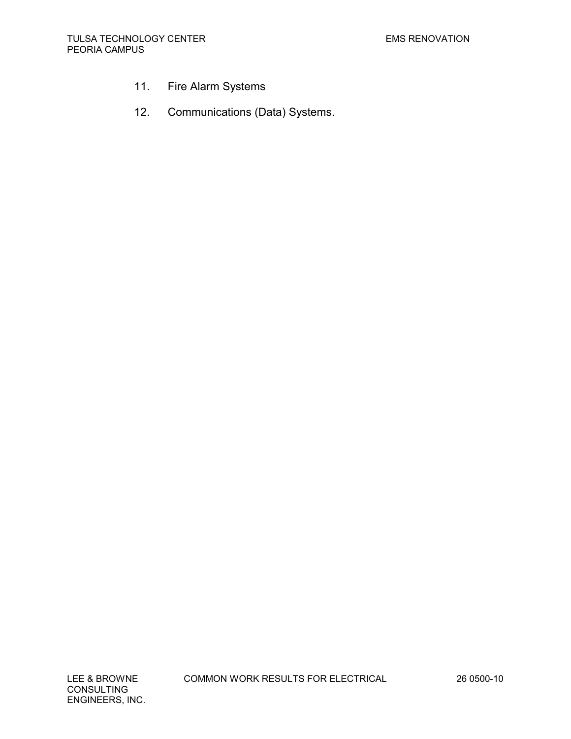11. Fire Alarm Systems

12. Communications (Data) Systems.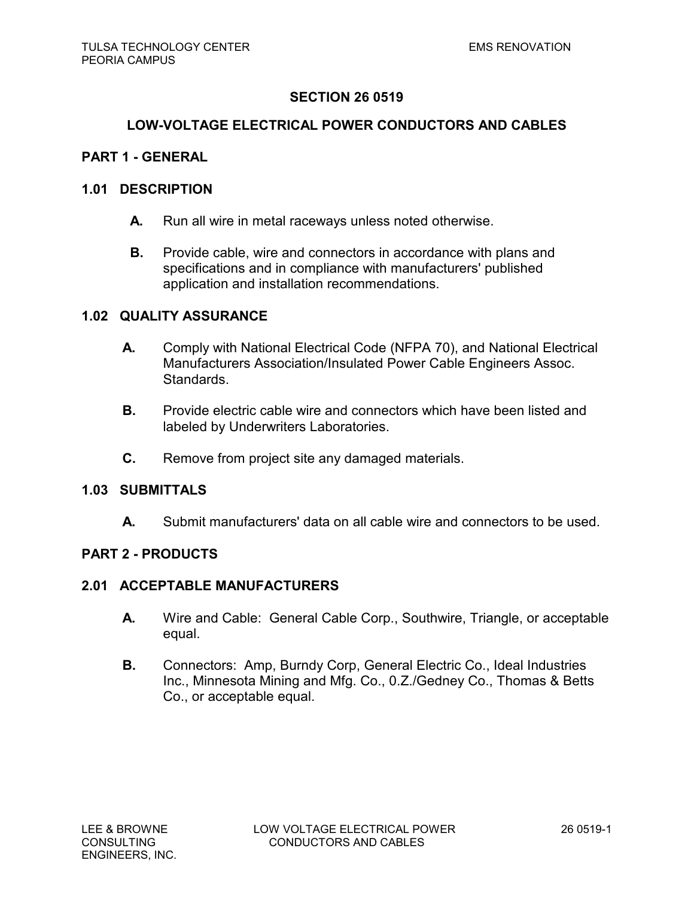# SECTION 26 0519

## LOW-VOLTAGE ELECTRICAL POWER CONDUCTORS AND CABLES

## PART 1 - GENERAL

### 1.01 DESCRIPTION

**A.** Run all wire in metal raceways unless noted otherwise.

**B.** Provide cable, wire and connectors in accordance with plans and specifications and in compliance with manufacturers' published application and installation recommendations.

### 1.02 QUALITY ASSURANCE

**A.** Comply with National Electrical Code (NFPA 70), and National Electrical Manufacturers Association/Insulated Power Cable Engineers Assoc. Standards.

**B.** Provide electric cable wire and connectors which have been listed and labeled by Underwriters Laboratories.

**C.** Remove from project site any damaged materials.

### 1.03 SUBMITTALS

**A.** Submit manufacturers' data on all cable wire and connectors to be used.

## PART 2 - PRODUCTS

### 2.01 ACCEPTABLE MANUFACTURERS

**A.** Wire and Cable: General Cable Corp., Southwire, Triangle, or acceptable equal.

**B.** Connectors: Amp, Burndy Corp, General Electric Co., Ideal Industries Inc., Minnesota Mining and Mfg. Co., 0.Z./Gedney Co., Thomas & Betts Co., or acceptable equal.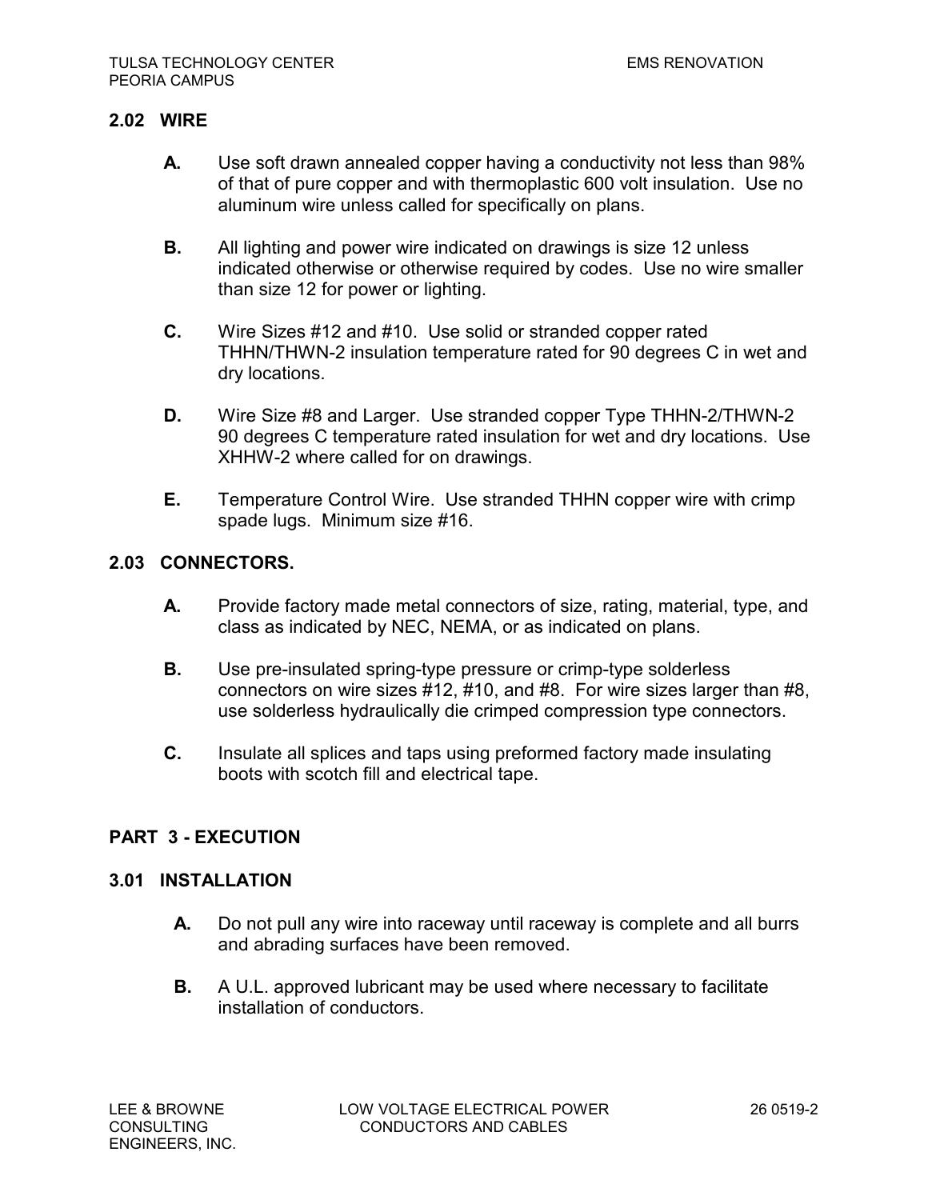### 2.02 WIRE

**A.** Use soft drawn annealed copper having a conductivity not less than 98% of that of pure copper and with thermoplastic 600 volt insulation. Use no aluminum wire unless called for specifically on plans.

**B.** All lighting and power wire indicated on drawings is size 12 unless indicated otherwise or otherwise required by codes. Use no wire smaller than size 12 for power or lighting.

**C.** Wire Sizes #12 and #10. Use solid or stranded copper rated THHN/THWN-2 insulation temperature rated for 90 degrees C in wet and dry locations.

**D.** Wire Size #8 and Larger. Use stranded copper Type THHN-2/THWN-2 90 degrees C temperature rated insulation for wet and dry locations. Use XHHW-2 where called for on drawings.

**E.** Temperature Control Wire. Use stranded THHN copper wire with crimp spade lugs. Minimum size #16.

### 2.03 CONNECTORS.

**A.** Provide factory made metal connectors of size, rating, material, type, and class as indicated by NEC, NEMA, or as indicated on plans.

**B.** Use pre-insulated spring-type pressure or crimp-type solderless connectors on wire sizes #12, #10, and #8. For wire sizes larger than #8, use solderless hydraulically die crimped compression type connectors.

**C.** Insulate all splices and taps using preformed factory made insulating boots with scotch fill and electrical tape.

## PART 3 - EXECUTION

### 3.01 INSTALLATION

**A.** Do not pull any wire into raceway until raceway is complete and all burrs and abrading surfaces have been removed.

**B.** A U.L. approved lubricant may be used where necessary to facilitate installation of conductors.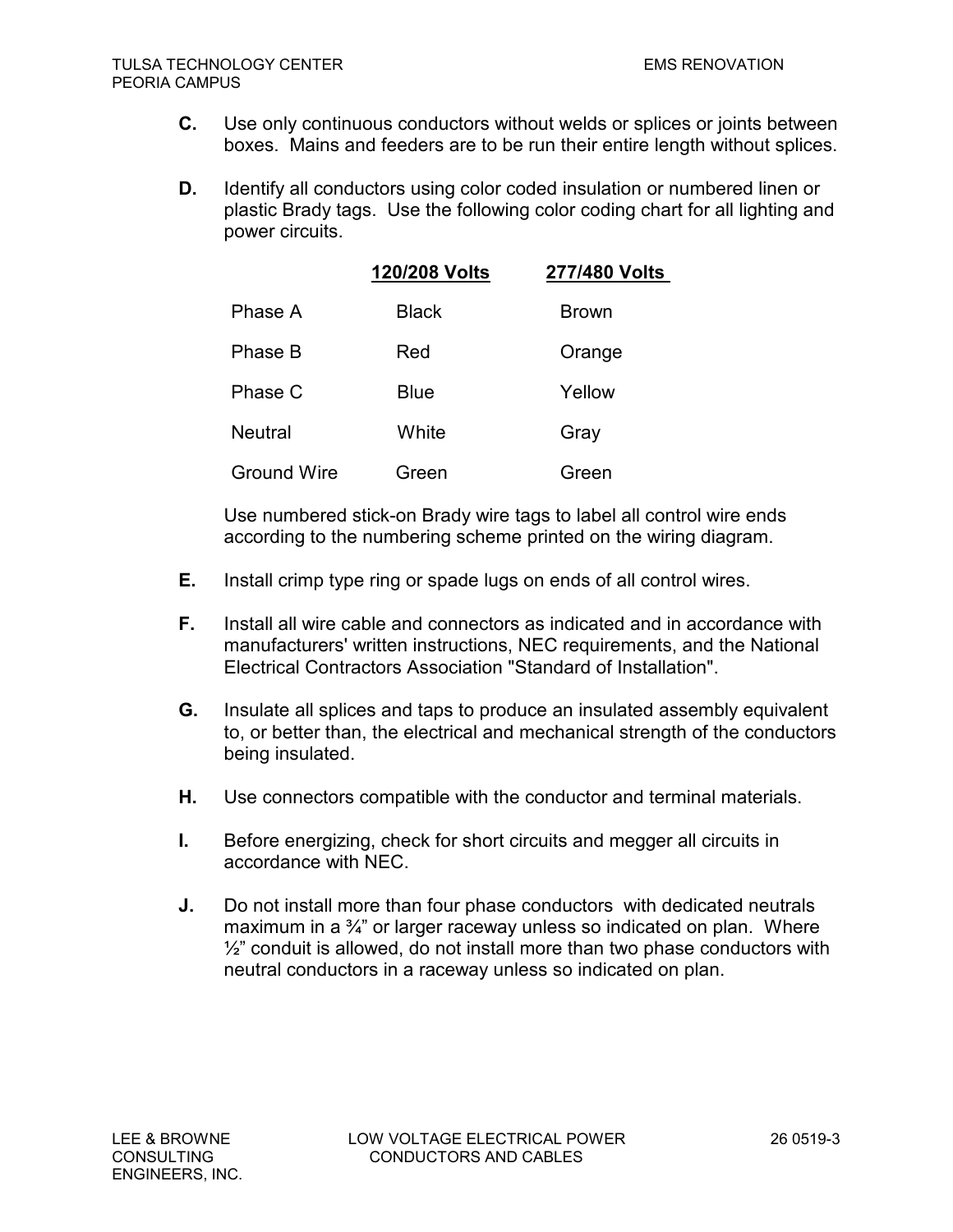**C.** Use only continuous conductors without welds or splices or joints between boxes. Mains and feeders are to be run their entire length without splices.

**D.** Identify all conductors using color coded insulation or numbered linen or plastic Brady tags. Use the following color coding chart for all lighting and power circuits.

| | 120/208 Volts | 277/480 Volts |
|---|---|---|
| Phase A | Black | Brown |
| Phase B | Red | Orange |
| Phase C | Blue | Yellow |
| Neutral | White | Gray |
| Ground Wire | Green | Green |

Use numbered stick-on Brady wire tags to label all control wire ends according to the numbering scheme printed on the wiring diagram.

**E.** Install crimp type ring or spade lugs on ends of all control wires.

**F.** Install all wire cable and connectors as indicated and in accordance with manufacturers' written instructions, NEC requirements, and the National Electrical Contractors Association "Standard of Installation".

**G.** Insulate all splices and taps to produce an insulated assembly equivalent to, or better than, the electrical and mechanical strength of the conductors being insulated.

**H.** Use connectors compatible with the conductor and terminal materials.

**I.** Before energizing, check for short circuits and megger all circuits in accordance with NEC.

**J.** Do not install more than four phase conductors with dedicated neutrals maximum in a ¾" or larger raceway unless so indicated on plan. Where ½" conduit is allowed, do not install more than two phase conductors with neutral conductors in a raceway unless so indicated on plan.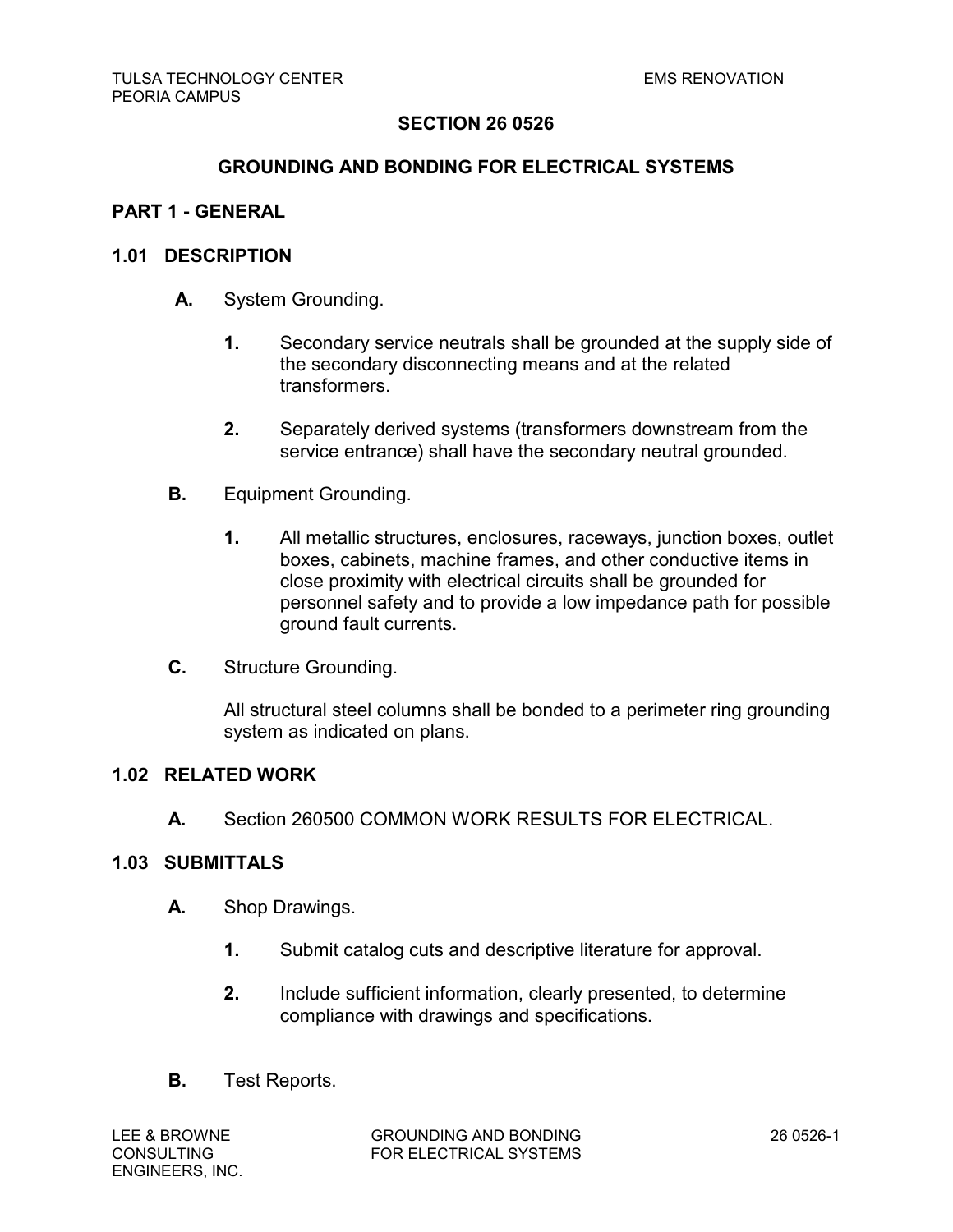# SECTION 26 0526

# GROUNDING AND BONDING FOR ELECTRICAL SYSTEMS

## PART 1 - GENERAL

### 1.01 DESCRIPTION

**A.** System Grounding.

1. Secondary service neutrals shall be grounded at the supply side of the secondary disconnecting means and at the related transformers.

2. Separately derived systems (transformers downstream from the service entrance) shall have the secondary neutral grounded.

**B.** Equipment Grounding.

1. All metallic structures, enclosures, raceways, junction boxes, outlet boxes, cabinets, machine frames, and other conductive items in close proximity with electrical circuits shall be grounded for personnel safety and to provide a low impedance path for possible ground fault currents.

**C.** Structure Grounding.

All structural steel columns shall be bonded to a perimeter ring grounding system as indicated on plans.

### 1.02 RELATED WORK

**A.** Section 260500 COMMON WORK RESULTS FOR ELECTRICAL.

### 1.03 SUBMITTALS

**A.** Shop Drawings.

1. Submit catalog cuts and descriptive literature for approval.

2. Include sufficient information, clearly presented, to determine compliance with drawings and specifications.

**B.** Test Reports.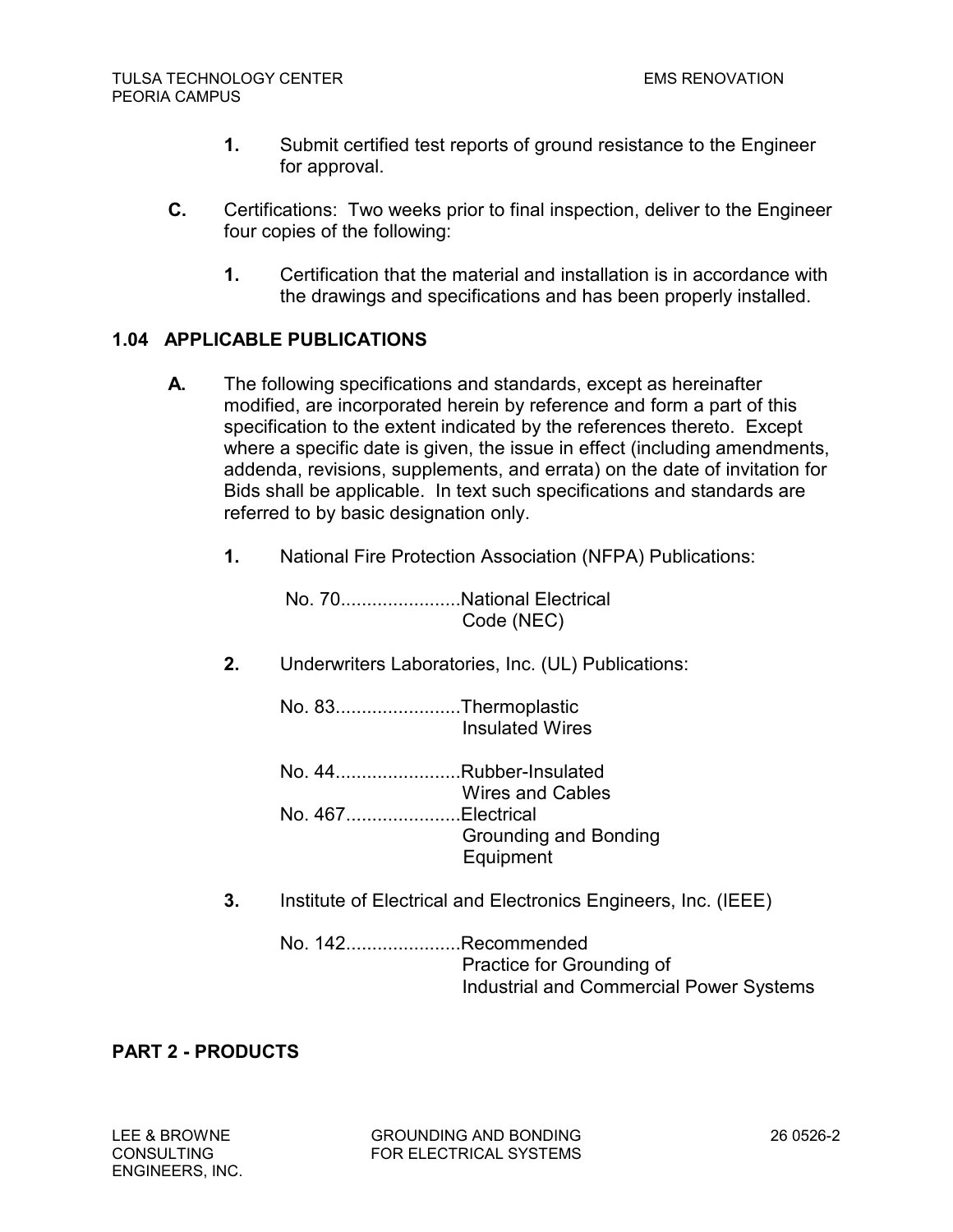1. Submit certified test reports of ground resistance to the Engineer for approval.

**C.** Certifications: Two weeks prior to final inspection, deliver to the Engineer four copies of the following:

1. Certification that the material and installation is in accordance with the drawings and specifications and has been properly installed.

## 1.04 APPLICABLE PUBLICATIONS

**A.** The following specifications and standards, except as hereinafter modified, are incorporated herein by reference and form a part of this specification to the extent indicated by the references thereto. Except where a specific date is given, the issue in effect (including amendments, addenda, revisions, supplements, and errata) on the date of invitation for Bids shall be applicable. In text such specifications and standards are referred to by basic designation only.

1. National Fire Protection Association (NFPA) Publications:

   No. 70.......................National Electrical Code (NEC)

2. Underwriters Laboratories, Inc. (UL) Publications:

   No. 83........................Thermoplastic Insulated Wires

   No. 44........................Rubber-Insulated Wires and Cables

   No. 467......................Electrical Grounding and Bonding Equipment

3. Institute of Electrical and Electronics Engineers, Inc. (IEEE)

   No. 142......................Recommended Practice for Grounding of Industrial and Commercial Power Systems

# PART 2 - PRODUCTS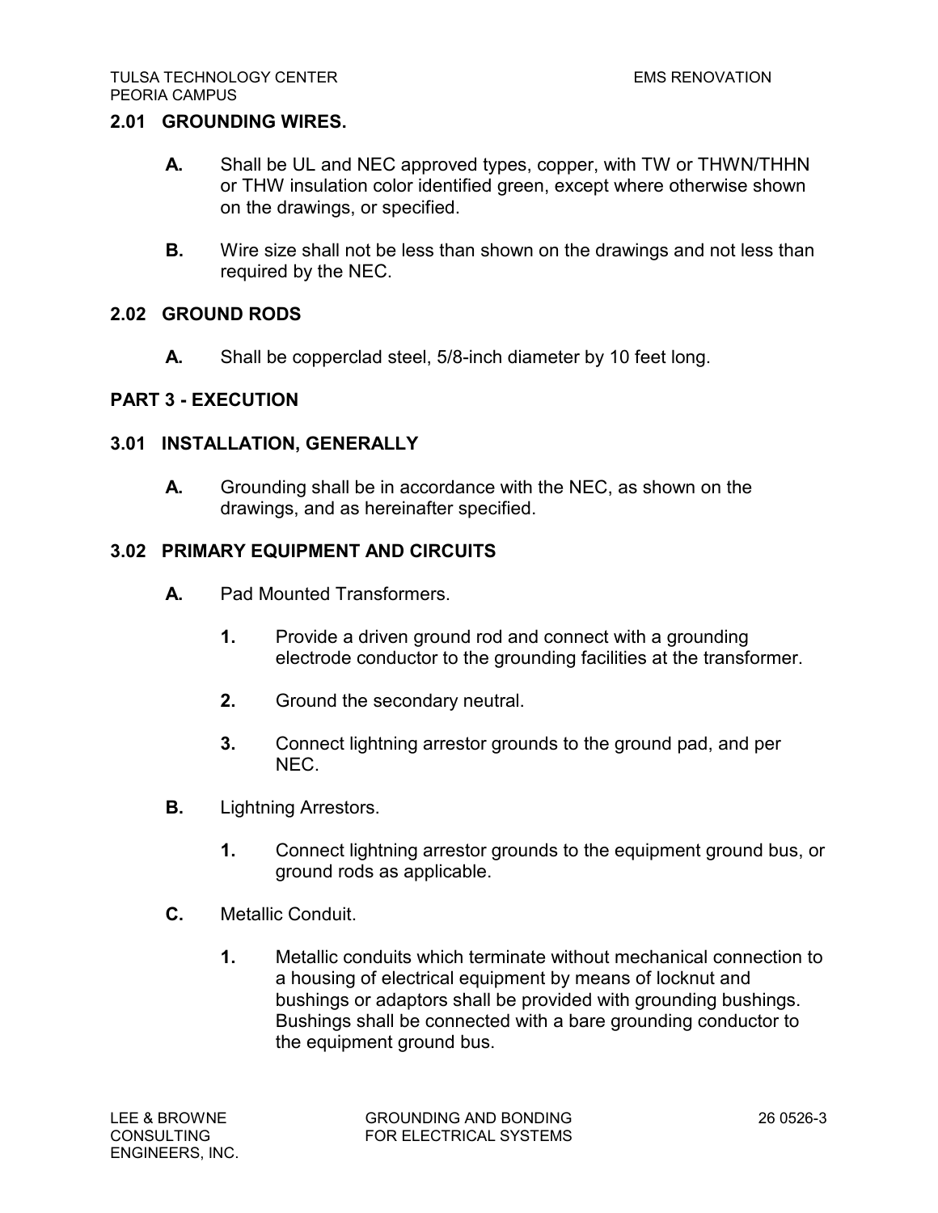### 2.01 GROUNDING WIRES.

**A.** Shall be UL and NEC approved types, copper, with TW or THWN/THHN or THW insulation color identified green, except where otherwise shown on the drawings, or specified.

**B.** Wire size shall not be less than shown on the drawings and not less than required by the NEC.

### 2.02 GROUND RODS

**A.** Shall be copperclad steel, 5/8-inch diameter by 10 feet long.

## PART 3 - EXECUTION

### 3.01 INSTALLATION, GENERALLY

**A.** Grounding shall be in accordance with the NEC, as shown on the drawings, and as hereinafter specified.

### 3.02 PRIMARY EQUIPMENT AND CIRCUITS

**A.** Pad Mounted Transformers.

1. Provide a driven ground rod and connect with a grounding electrode conductor to the grounding facilities at the transformer.
2. Ground the secondary neutral.
3. Connect lightning arrestor grounds to the ground pad, and per NEC.

**B.** Lightning Arrestors.

1. Connect lightning arrestor grounds to the equipment ground bus, or ground rods as applicable.

**C.** Metallic Conduit.

1. Metallic conduits which terminate without mechanical connection to a housing of electrical equipment by means of locknut and bushings or adaptors shall be provided with grounding bushings. Bushings shall be connected with a bare grounding conductor to the equipment ground bus.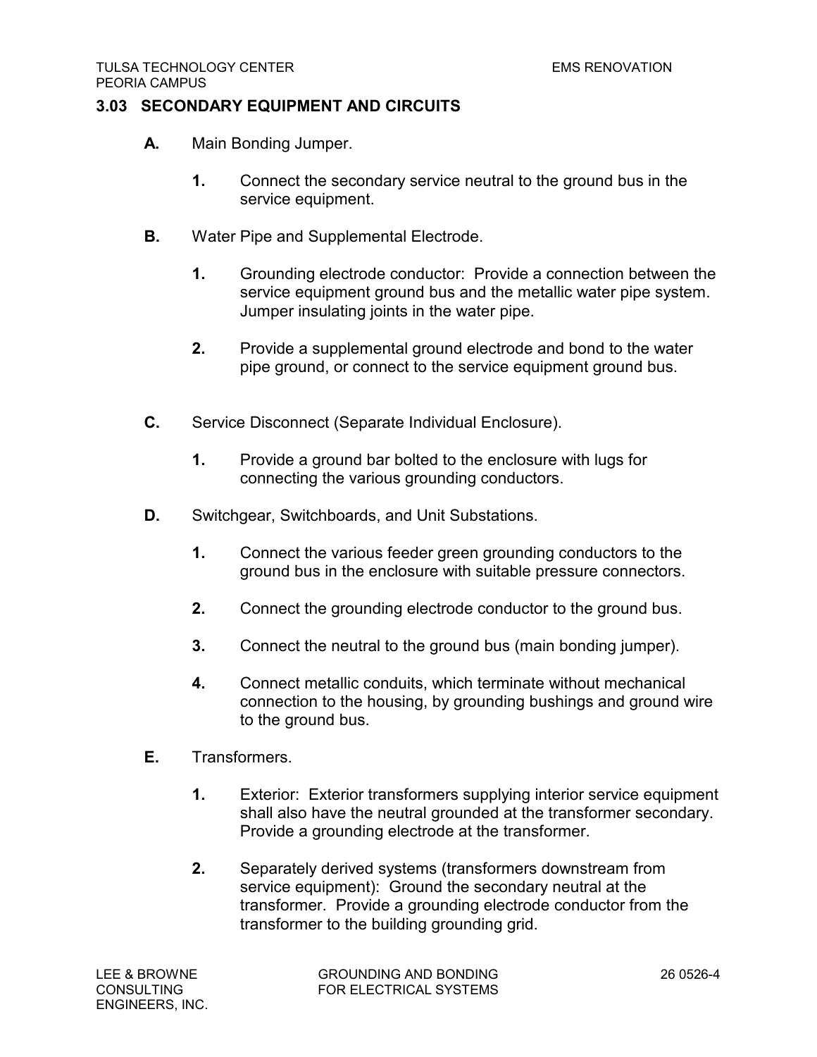### 3.03 SECONDARY EQUIPMENT AND CIRCUITS

**A.** Main Bonding Jumper.

  **1.** Connect the secondary service neutral to the ground bus in the service equipment.

**B.** Water Pipe and Supplemental Electrode.

  **1.** Grounding electrode conductor: Provide a connection between the service equipment ground bus and the metallic water pipe system. Jumper insulating joints in the water pipe.

  **2.** Provide a supplemental ground electrode and bond to the water pipe ground, or connect to the service equipment ground bus.

**C.** Service Disconnect (Separate Individual Enclosure).

  **1.** Provide a ground bar bolted to the enclosure with lugs for connecting the various grounding conductors.

**D.** Switchgear, Switchboards, and Unit Substations.

  **1.** Connect the various feeder green grounding conductors to the ground bus in the enclosure with suitable pressure connectors.

  **2.** Connect the grounding electrode conductor to the ground bus.

  **3.** Connect the neutral to the ground bus (main bonding jumper).

  **4.** Connect metallic conduits, which terminate without mechanical connection to the housing, by grounding bushings and ground wire to the ground bus.

**E.** Transformers.

  **1.** Exterior: Exterior transformers supplying interior service equipment shall also have the neutral grounded at the transformer secondary. Provide a grounding electrode at the transformer.

  **2.** Separately derived systems (transformers downstream from service equipment): Ground the secondary neutral at the transformer. Provide a grounding electrode conductor from the transformer to the building grounding grid.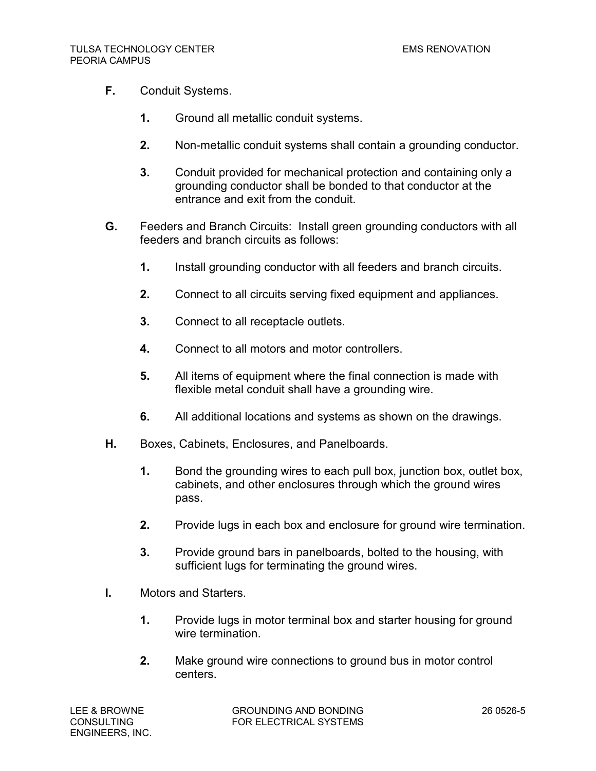**F.** Conduit Systems.

1. Ground all metallic conduit systems.
2. Non-metallic conduit systems shall contain a grounding conductor.
3. Conduit provided for mechanical protection and containing only a grounding conductor shall be bonded to that conductor at the entrance and exit from the conduit.

**G.** Feeders and Branch Circuits: Install green grounding conductors with all feeders and branch circuits as follows:

1. Install grounding conductor with all feeders and branch circuits.
2. Connect to all circuits serving fixed equipment and appliances.
3. Connect to all receptacle outlets.
4. Connect to all motors and motor controllers.
5. All items of equipment where the final connection is made with flexible metal conduit shall have a grounding wire.
6. All additional locations and systems as shown on the drawings.

**H.** Boxes, Cabinets, Enclosures, and Panelboards.

1. Bond the grounding wires to each pull box, junction box, outlet box, cabinets, and other enclosures through which the ground wires pass.
2. Provide lugs in each box and enclosure for ground wire termination.
3. Provide ground bars in panelboards, bolted to the housing, with sufficient lugs for terminating the ground wires.

**I.** Motors and Starters.

1. Provide lugs in motor terminal box and starter housing for ground wire termination.
2. Make ground wire connections to ground bus in motor control centers.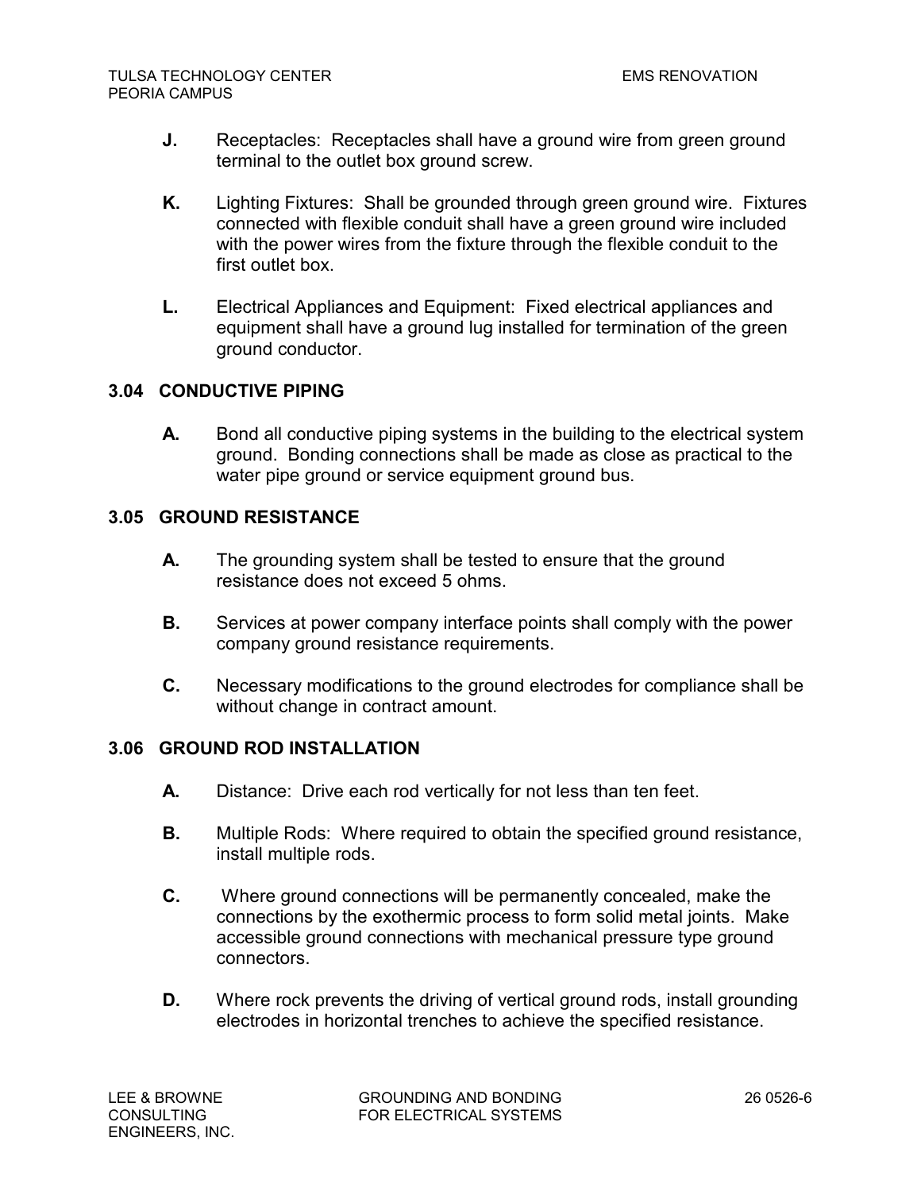**J.** Receptacles: Receptacles shall have a ground wire from green ground terminal to the outlet box ground screw.

**K.** Lighting Fixtures: Shall be grounded through green ground wire. Fixtures connected with flexible conduit shall have a green ground wire included with the power wires from the fixture through the flexible conduit to the first outlet box.

**L.** Electrical Appliances and Equipment: Fixed electrical appliances and equipment shall have a ground lug installed for termination of the green ground conductor.

## 3.04 CONDUCTIVE PIPING

**A.** Bond all conductive piping systems in the building to the electrical system ground. Bonding connections shall be made as close as practical to the water pipe ground or service equipment ground bus.

## 3.05 GROUND RESISTANCE

**A.** The grounding system shall be tested to ensure that the ground resistance does not exceed 5 ohms.

**B.** Services at power company interface points shall comply with the power company ground resistance requirements.

**C.** Necessary modifications to the ground electrodes for compliance shall be without change in contract amount.

## 3.06 GROUND ROD INSTALLATION

**A.** Distance: Drive each rod vertically for not less than ten feet.

**B.** Multiple Rods: Where required to obtain the specified ground resistance, install multiple rods.

**C.** Where ground connections will be permanently concealed, make the connections by the exothermic process to form solid metal joints. Make accessible ground connections with mechanical pressure type ground connectors.

**D.** Where rock prevents the driving of vertical ground rods, install grounding electrodes in horizontal trenches to achieve the specified resistance.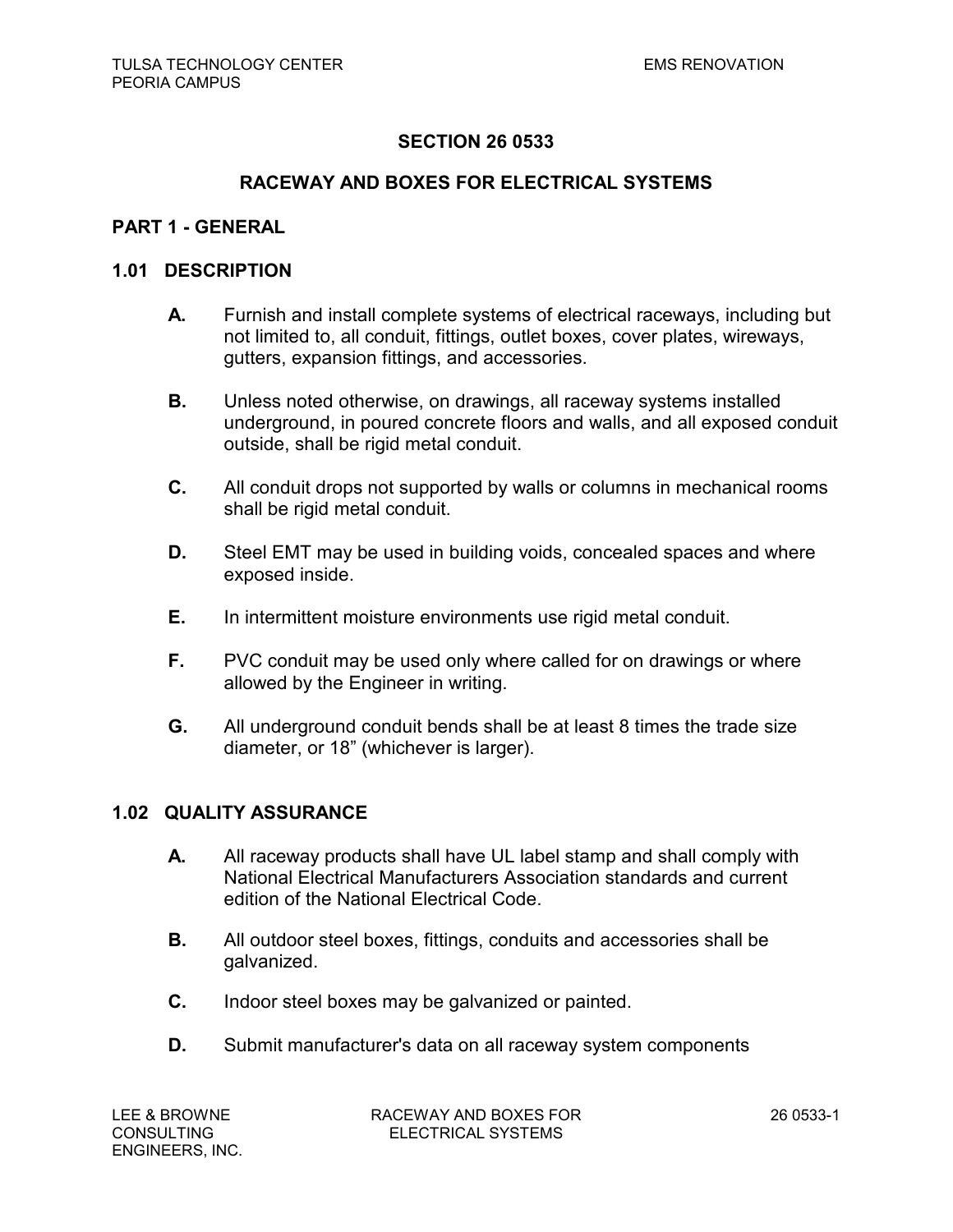## SECTION 26 0533

## RACEWAY AND BOXES FOR ELECTRICAL SYSTEMS

### PART 1 - GENERAL

### 1.01 DESCRIPTION

**A.** Furnish and install complete systems of electrical raceways, including but not limited to, all conduit, fittings, outlet boxes, cover plates, wireways, gutters, expansion fittings, and accessories.

**B.** Unless noted otherwise, on drawings, all raceway systems installed underground, in poured concrete floors and walls, and all exposed conduit outside, shall be rigid metal conduit.

**C.** All conduit drops not supported by walls or columns in mechanical rooms shall be rigid metal conduit.

**D.** Steel EMT may be used in building voids, concealed spaces and where exposed inside.

**E.** In intermittent moisture environments use rigid metal conduit.

**F.** PVC conduit may be used only where called for on drawings or where allowed by the Engineer in writing.

**G.** All underground conduit bends shall be at least 8 times the trade size diameter, or 18" (whichever is larger).

### 1.02 QUALITY ASSURANCE

**A.** All raceway products shall have UL label stamp and shall comply with National Electrical Manufacturers Association standards and current edition of the National Electrical Code.

**B.** All outdoor steel boxes, fittings, conduits and accessories shall be galvanized.

**C.** Indoor steel boxes may be galvanized or painted.

**D.** Submit manufacturer's data on all raceway system components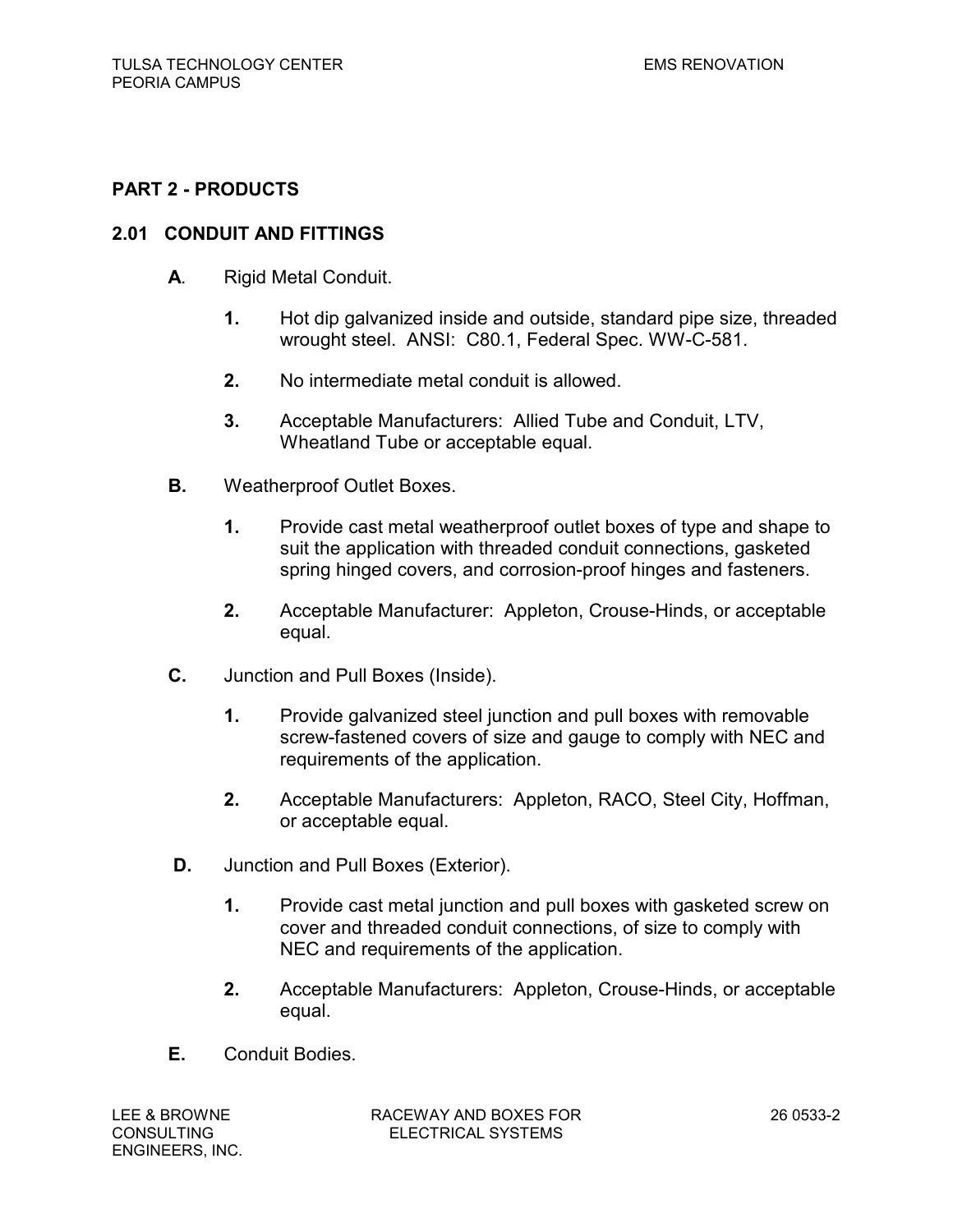## PART 2 - PRODUCTS

### 2.01 CONDUIT AND FITTINGS

**A.** Rigid Metal Conduit.

1. Hot dip galvanized inside and outside, standard pipe size, threaded wrought steel. ANSI: C80.1, Federal Spec. WW-C-581.
2. No intermediate metal conduit is allowed.
3. Acceptable Manufacturers: Allied Tube and Conduit, LTV, Wheatland Tube or acceptable equal.

**B.** Weatherproof Outlet Boxes.

1. Provide cast metal weatherproof outlet boxes of type and shape to suit the application with threaded conduit connections, gasketed spring hinged covers, and corrosion-proof hinges and fasteners.
2. Acceptable Manufacturer: Appleton, Crouse-Hinds, or acceptable equal.

**C.** Junction and Pull Boxes (Inside).

1. Provide galvanized steel junction and pull boxes with removable screw-fastened covers of size and gauge to comply with NEC and requirements of the application.
2. Acceptable Manufacturers: Appleton, RACO, Steel City, Hoffman, or acceptable equal.

**D.** Junction and Pull Boxes (Exterior).

1. Provide cast metal junction and pull boxes with gasketed screw on cover and threaded conduit connections, of size to comply with NEC and requirements of the application.
2. Acceptable Manufacturers: Appleton, Crouse-Hinds, or acceptable equal.

**E.** Conduit Bodies.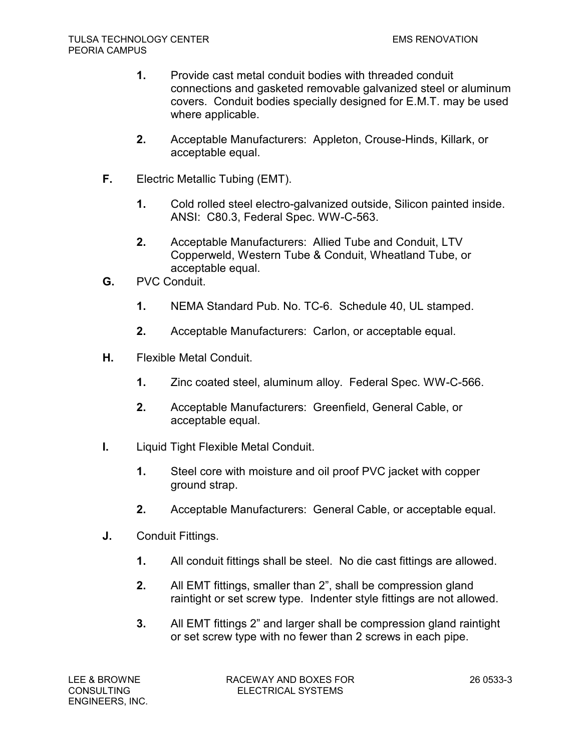1. Provide cast metal conduit bodies with threaded conduit connections and gasketed removable galvanized steel or aluminum covers. Conduit bodies specially designed for E.M.T. may be used where applicable.

2. Acceptable Manufacturers: Appleton, Crouse-Hinds, Killark, or acceptable equal.

**F.** Electric Metallic Tubing (EMT).

1. Cold rolled steel electro-galvanized outside, Silicon painted inside. ANSI: C80.3, Federal Spec. WW-C-563.

2. Acceptable Manufacturers: Allied Tube and Conduit, LTV Copperweld, Western Tube & Conduit, Wheatland Tube, or acceptable equal.

**G.** PVC Conduit.

1. NEMA Standard Pub. No. TC-6. Schedule 40, UL stamped.

2. Acceptable Manufacturers: Carlon, or acceptable equal.

**H.** Flexible Metal Conduit.

1. Zinc coated steel, aluminum alloy. Federal Spec. WW-C-566.

2. Acceptable Manufacturers: Greenfield, General Cable, or acceptable equal.

**I.** Liquid Tight Flexible Metal Conduit.

1. Steel core with moisture and oil proof PVC jacket with copper ground strap.

2. Acceptable Manufacturers: General Cable, or acceptable equal.

**J.** Conduit Fittings.

1. All conduit fittings shall be steel. No die cast fittings are allowed.

2. All EMT fittings, smaller than 2", shall be compression gland raintight or set screw type. Indenter style fittings are not allowed.

3. All EMT fittings 2" and larger shall be compression gland raintight or set screw type with no fewer than 2 screws in each pipe.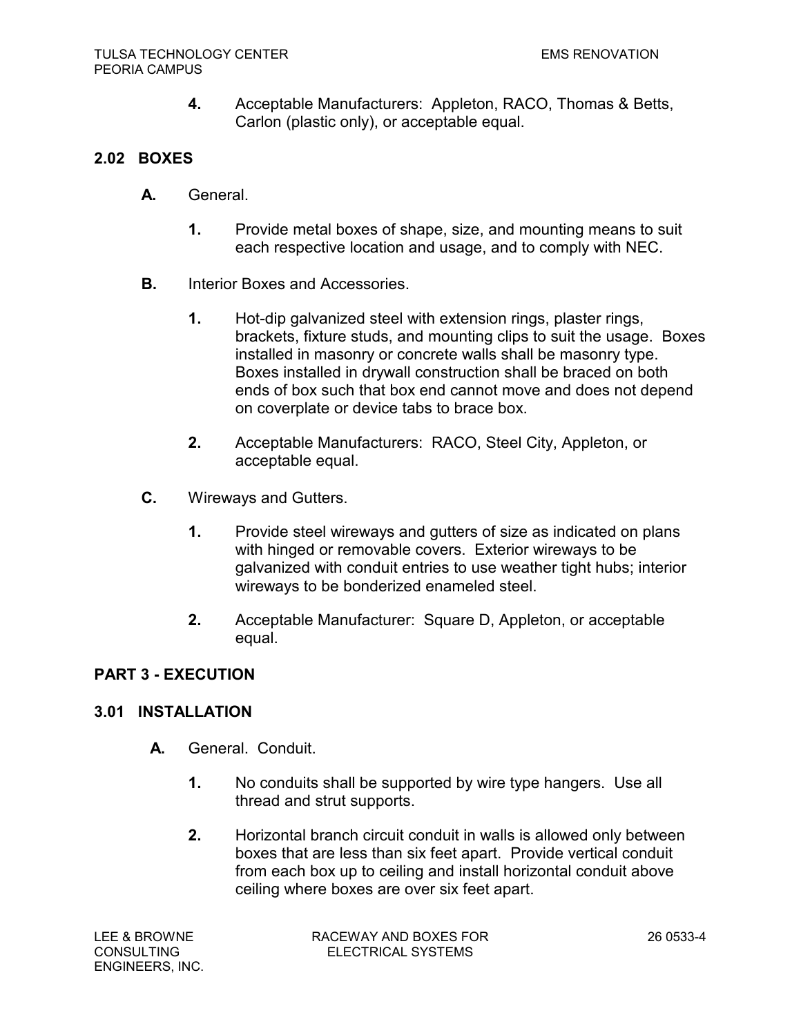4. Acceptable Manufacturers: Appleton, RACO, Thomas & Betts, Carlon (plastic only), or acceptable equal.

### 2.02 BOXES

**A.** General.

1. Provide metal boxes of shape, size, and mounting means to suit each respective location and usage, and to comply with NEC.

**B.** Interior Boxes and Accessories.

1. Hot-dip galvanized steel with extension rings, plaster rings, brackets, fixture studs, and mounting clips to suit the usage. Boxes installed in masonry or concrete walls shall be masonry type. Boxes installed in drywall construction shall be braced on both ends of box such that box end cannot move and does not depend on coverplate or device tabs to brace box.
2. Acceptable Manufacturers: RACO, Steel City, Appleton, or acceptable equal.

**C.** Wireways and Gutters.

1. Provide steel wireways and gutters of size as indicated on plans with hinged or removable covers. Exterior wireways to be galvanized with conduit entries to use weather tight hubs; interior wireways to be bonderized enameled steel.
2. Acceptable Manufacturer: Square D, Appleton, or acceptable equal.

## PART 3 - EXECUTION

### 3.01 INSTALLATION

**A.** General. Conduit.

1. No conduits shall be supported by wire type hangers. Use all thread and strut supports.
2. Horizontal branch circuit conduit in walls is allowed only between boxes that are less than six feet apart. Provide vertical conduit from each box up to ceiling and install horizontal conduit above ceiling where boxes are over six feet apart.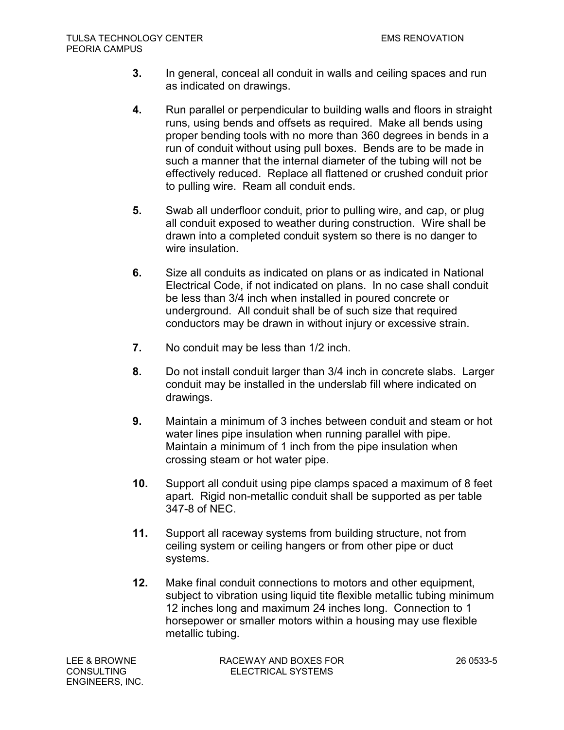**3.** In general, conceal all conduit in walls and ceiling spaces and run as indicated on drawings.

**4.** Run parallel or perpendicular to building walls and floors in straight runs, using bends and offsets as required. Make all bends using proper bending tools with no more than 360 degrees in bends in a run of conduit without using pull boxes. Bends are to be made in such a manner that the internal diameter of the tubing will not be effectively reduced. Replace all flattened or crushed conduit prior to pulling wire. Ream all conduit ends.

**5.** Swab all underfloor conduit, prior to pulling wire, and cap, or plug all conduit exposed to weather during construction. Wire shall be drawn into a completed conduit system so there is no danger to wire insulation.

**6.** Size all conduits as indicated on plans or as indicated in National Electrical Code, if not indicated on plans. In no case shall conduit be less than 3/4 inch when installed in poured concrete or underground. All conduit shall be of such size that required conductors may be drawn in without injury or excessive strain.

**7.** No conduit may be less than 1/2 inch.

**8.** Do not install conduit larger than 3/4 inch in concrete slabs. Larger conduit may be installed in the underslab fill where indicated on drawings.

**9.** Maintain a minimum of 3 inches between conduit and steam or hot water lines pipe insulation when running parallel with pipe. Maintain a minimum of 1 inch from the pipe insulation when crossing steam or hot water pipe.

**10.** Support all conduit using pipe clamps spaced a maximum of 8 feet apart. Rigid non-metallic conduit shall be supported as per table 347-8 of NEC.

**11.** Support all raceway systems from building structure, not from ceiling system or ceiling hangers or from other pipe or duct systems.

**12.** Make final conduit connections to motors and other equipment, subject to vibration using liquid tite flexible metallic tubing minimum 12 inches long and maximum 24 inches long. Connection to 1 horsepower or smaller motors within a housing may use flexible metallic tubing.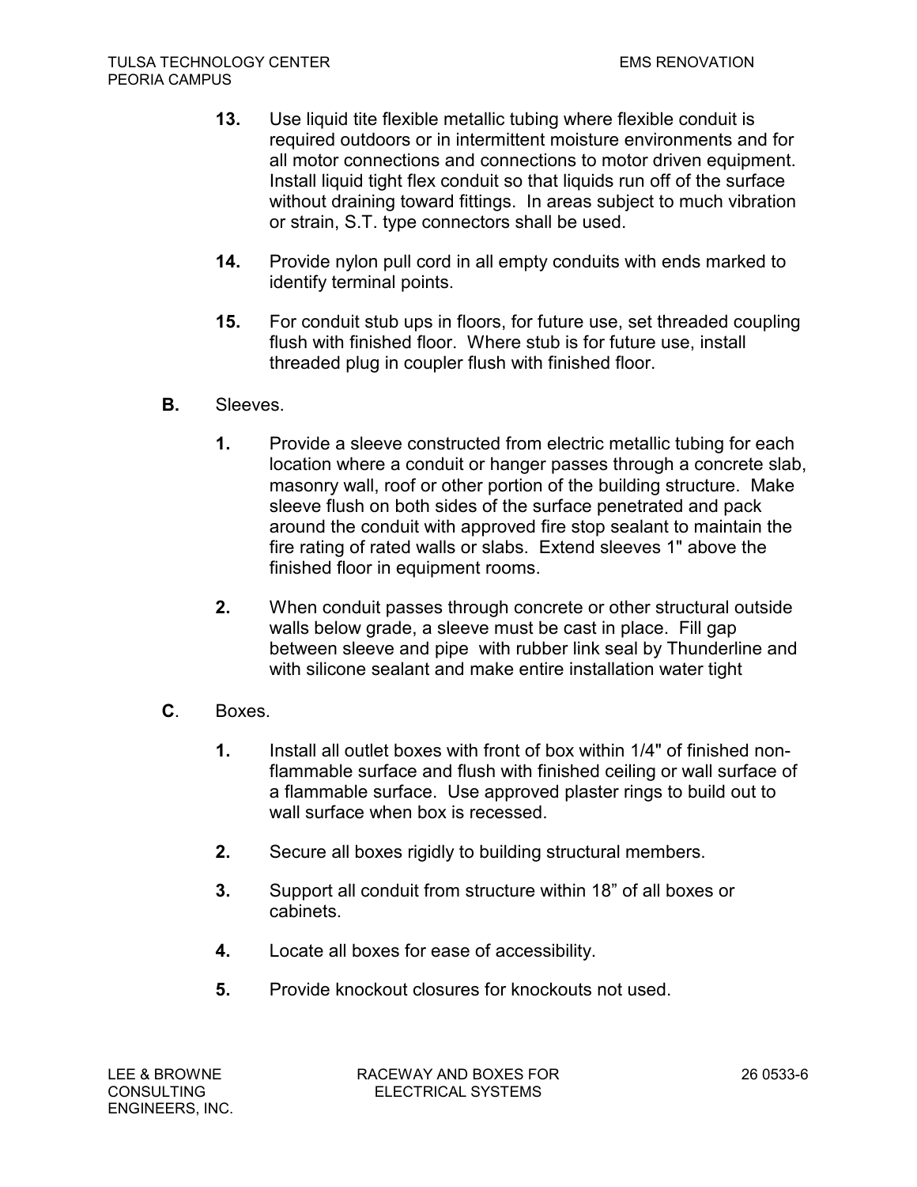13. Use liquid tite flexible metallic tubing where flexible conduit is required outdoors or in intermittent moisture environments and for all motor connections and connections to motor driven equipment. Install liquid tight flex conduit so that liquids run off of the surface without draining toward fittings. In areas subject to much vibration or strain, S.T. type connectors shall be used.

14. Provide nylon pull cord in all empty conduits with ends marked to identify terminal points.

15. For conduit stub ups in floors, for future use, set threaded coupling flush with finished floor. Where stub is for future use, install threaded plug in coupler flush with finished floor.

**B.** Sleeves.

1. Provide a sleeve constructed from electric metallic tubing for each location where a conduit or hanger passes through a concrete slab, masonry wall, roof or other portion of the building structure. Make sleeve flush on both sides of the surface penetrated and pack around the conduit with approved fire stop sealant to maintain the fire rating of rated walls or slabs. Extend sleeves 1" above the finished floor in equipment rooms.

2. When conduit passes through concrete or other structural outside walls below grade, a sleeve must be cast in place. Fill gap between sleeve and pipe with rubber link seal by Thunderline and with silicone sealant and make entire installation water tight

**C**. Boxes.

1. Install all outlet boxes with front of box within 1/4" of finished non-flammable surface and flush with finished ceiling or wall surface of a flammable surface. Use approved plaster rings to build out to wall surface when box is recessed.

2. Secure all boxes rigidly to building structural members.

3. Support all conduit from structure within 18” of all boxes or cabinets.

4. Locate all boxes for ease of accessibility.

5. Provide knockout closures for knockouts not used.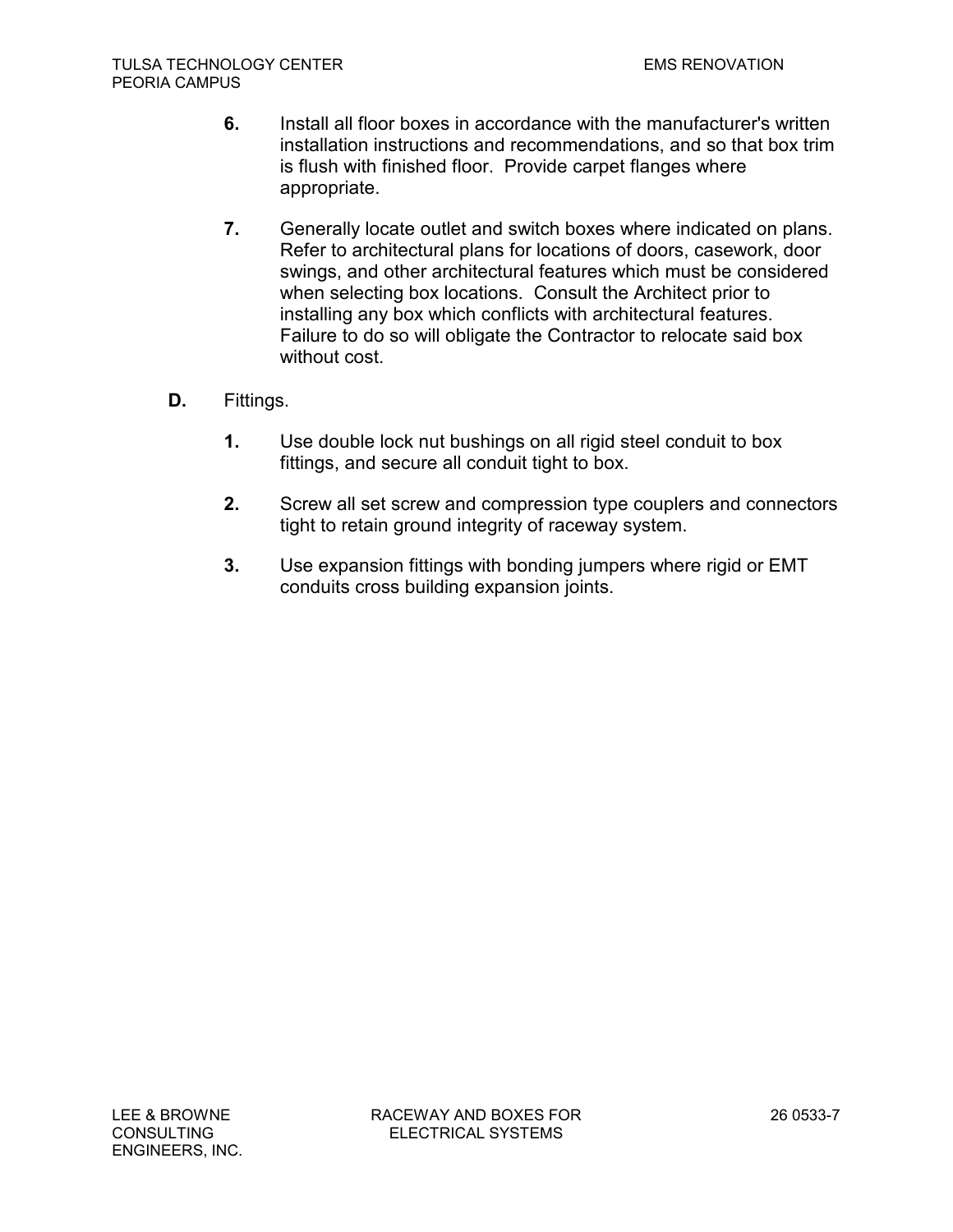6. Install all floor boxes in accordance with the manufacturer's written installation instructions and recommendations, and so that box trim is flush with finished floor. Provide carpet flanges where appropriate.

7. Generally locate outlet and switch boxes where indicated on plans. Refer to architectural plans for locations of doors, casework, door swings, and other architectural features which must be considered when selecting box locations. Consult the Architect prior to installing any box which conflicts with architectural features. Failure to do so will obligate the Contractor to relocate said box without cost.

**D.** Fittings.

1. Use double lock nut bushings on all rigid steel conduit to box fittings, and secure all conduit tight to box.

2. Screw all set screw and compression type couplers and connectors tight to retain ground integrity of raceway system.

3. Use expansion fittings with bonding jumpers where rigid or EMT conduits cross building expansion joints.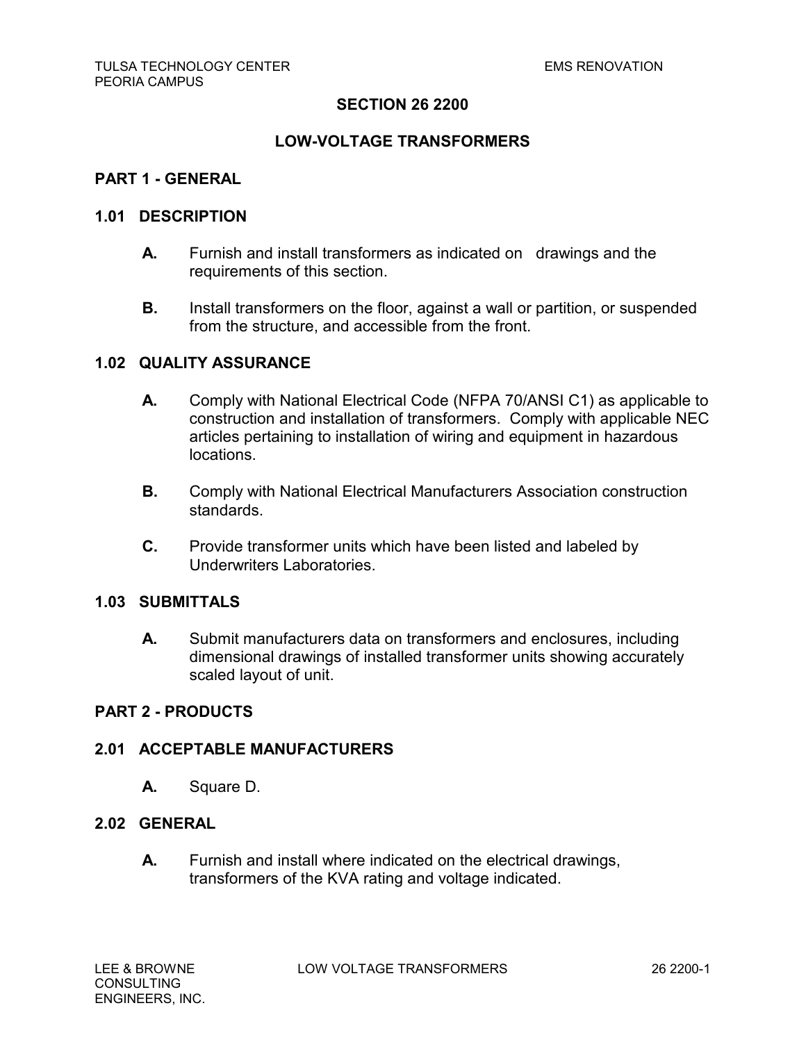# SECTION 26 2200

# LOW-VOLTAGE TRANSFORMERS

## PART 1 - GENERAL

### 1.01 DESCRIPTION

**A.** Furnish and install transformers as indicated on drawings and the requirements of this section.

**B.** Install transformers on the floor, against a wall or partition, or suspended from the structure, and accessible from the front.

### 1.02 QUALITY ASSURANCE

**A.** Comply with National Electrical Code (NFPA 70/ANSI C1) as applicable to construction and installation of transformers. Comply with applicable NEC articles pertaining to installation of wiring and equipment in hazardous locations.

**B.** Comply with National Electrical Manufacturers Association construction standards.

**C.** Provide transformer units which have been listed and labeled by Underwriters Laboratories.

### 1.03 SUBMITTALS

**A.** Submit manufacturers data on transformers and enclosures, including dimensional drawings of installed transformer units showing accurately scaled layout of unit.

## PART 2 - PRODUCTS

### 2.01 ACCEPTABLE MANUFACTURERS

**A.** Square D.

### 2.02 GENERAL

**A.** Furnish and install where indicated on the electrical drawings, transformers of the KVA rating and voltage indicated.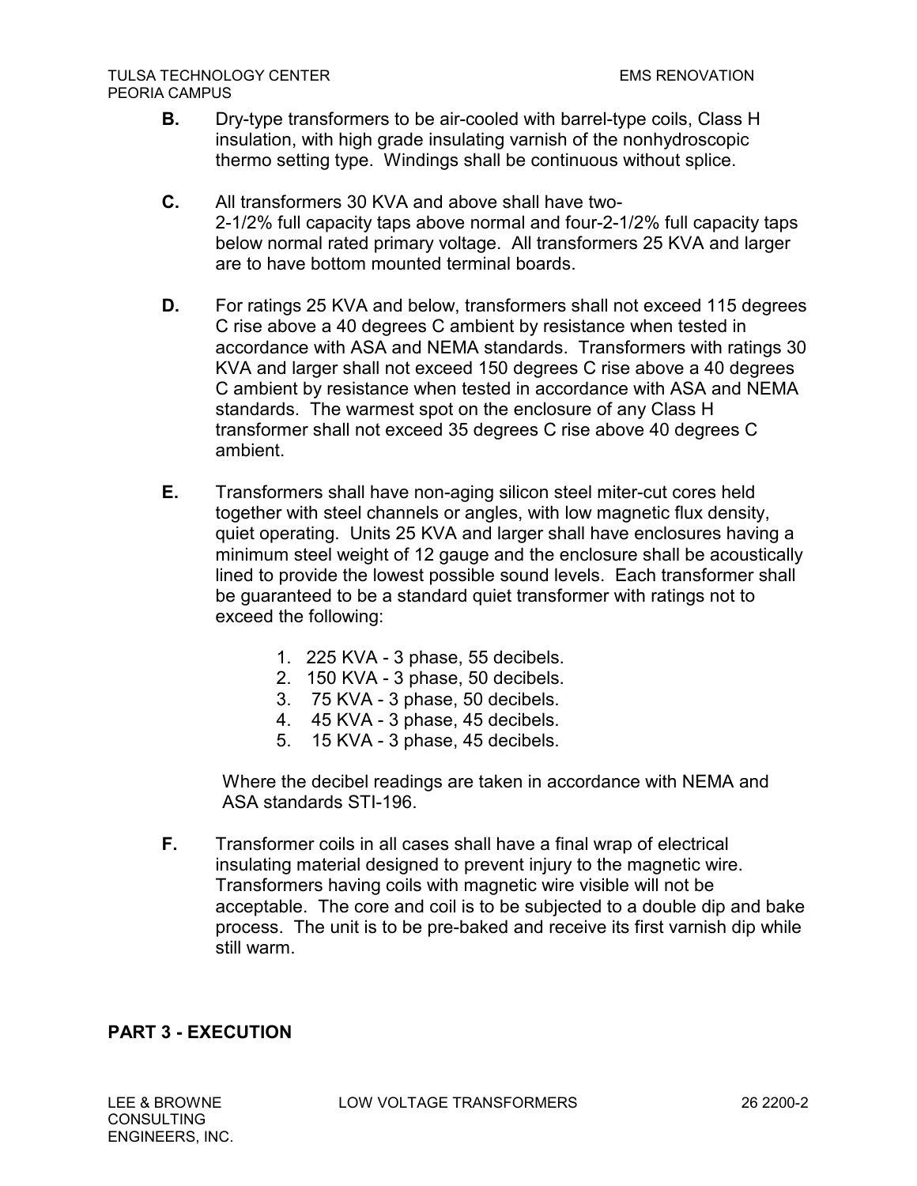**B.** Dry-type transformers to be air-cooled with barrel-type coils, Class H insulation, with high grade insulating varnish of the nonhydroscopic thermo setting type. Windings shall be continuous without splice.

**C.** All transformers 30 KVA and above shall have two-2-1/2% full capacity taps above normal and four-2-1/2% full capacity taps below normal rated primary voltage. All transformers 25 KVA and larger are to have bottom mounted terminal boards.

**D.** For ratings 25 KVA and below, transformers shall not exceed 115 degrees C rise above a 40 degrees C ambient by resistance when tested in accordance with ASA and NEMA standards. Transformers with ratings 30 KVA and larger shall not exceed 150 degrees C rise above a 40 degrees C ambient by resistance when tested in accordance with ASA and NEMA standards. The warmest spot on the enclosure of any Class H transformer shall not exceed 35 degrees C rise above 40 degrees C ambient.

**E.** Transformers shall have non-aging silicon steel miter-cut cores held together with steel channels or angles, with low magnetic flux density, quiet operating. Units 25 KVA and larger shall have enclosures having a minimum steel weight of 12 gauge and the enclosure shall be acoustically lined to provide the lowest possible sound levels. Each transformer shall be guaranteed to be a standard quiet transformer with ratings not to exceed the following:

1. 225 KVA - 3 phase, 55 decibels.
2. 150 KVA - 3 phase, 50 decibels.
3. 75 KVA - 3 phase, 50 decibels.
4. 45 KVA - 3 phase, 45 decibels.
5. 15 KVA - 3 phase, 45 decibels.

Where the decibel readings are taken in accordance with NEMA and ASA standards STI-196.

**F.** Transformer coils in all cases shall have a final wrap of electrical insulating material designed to prevent injury to the magnetic wire. Transformers having coils with magnetic wire visible will not be acceptable. The core and coil is to be subjected to a double dip and bake process. The unit is to be pre-baked and receive its first varnish dip while still warm.

## PART 3 - EXECUTION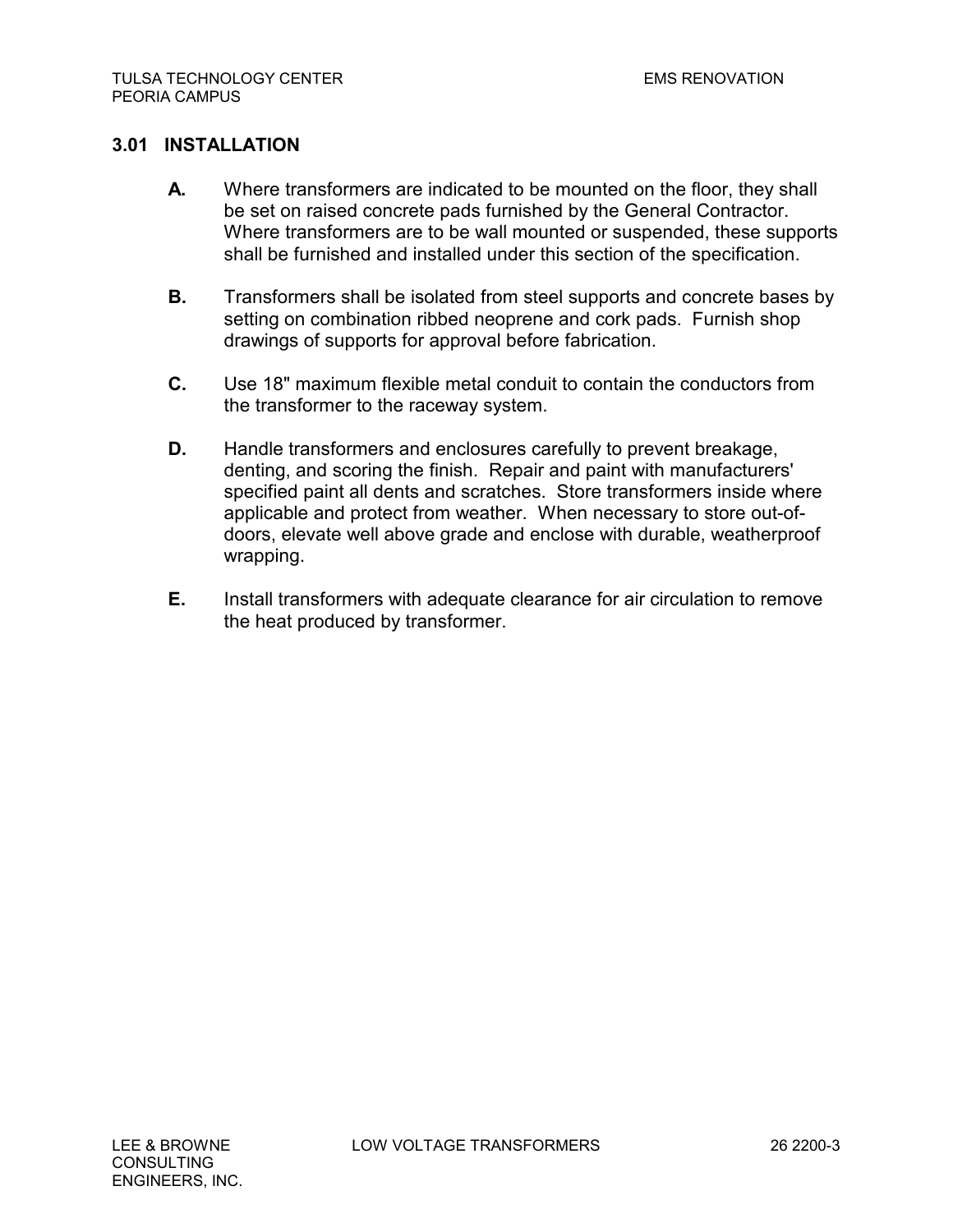## 3.01 INSTALLATION

**A.** Where transformers are indicated to be mounted on the floor, they shall be set on raised concrete pads furnished by the General Contractor. Where transformers are to be wall mounted or suspended, these supports shall be furnished and installed under this section of the specification.

**B.** Transformers shall be isolated from steel supports and concrete bases by setting on combination ribbed neoprene and cork pads. Furnish shop drawings of supports for approval before fabrication.

**C.** Use 18" maximum flexible metal conduit to contain the conductors from the transformer to the raceway system.

**D.** Handle transformers and enclosures carefully to prevent breakage, denting, and scoring the finish. Repair and paint with manufacturers' specified paint all dents and scratches. Store transformers inside where applicable and protect from weather. When necessary to store out-of-doors, elevate well above grade and enclose with durable, weatherproof wrapping.

**E.** Install transformers with adequate clearance for air circulation to remove the heat produced by transformer.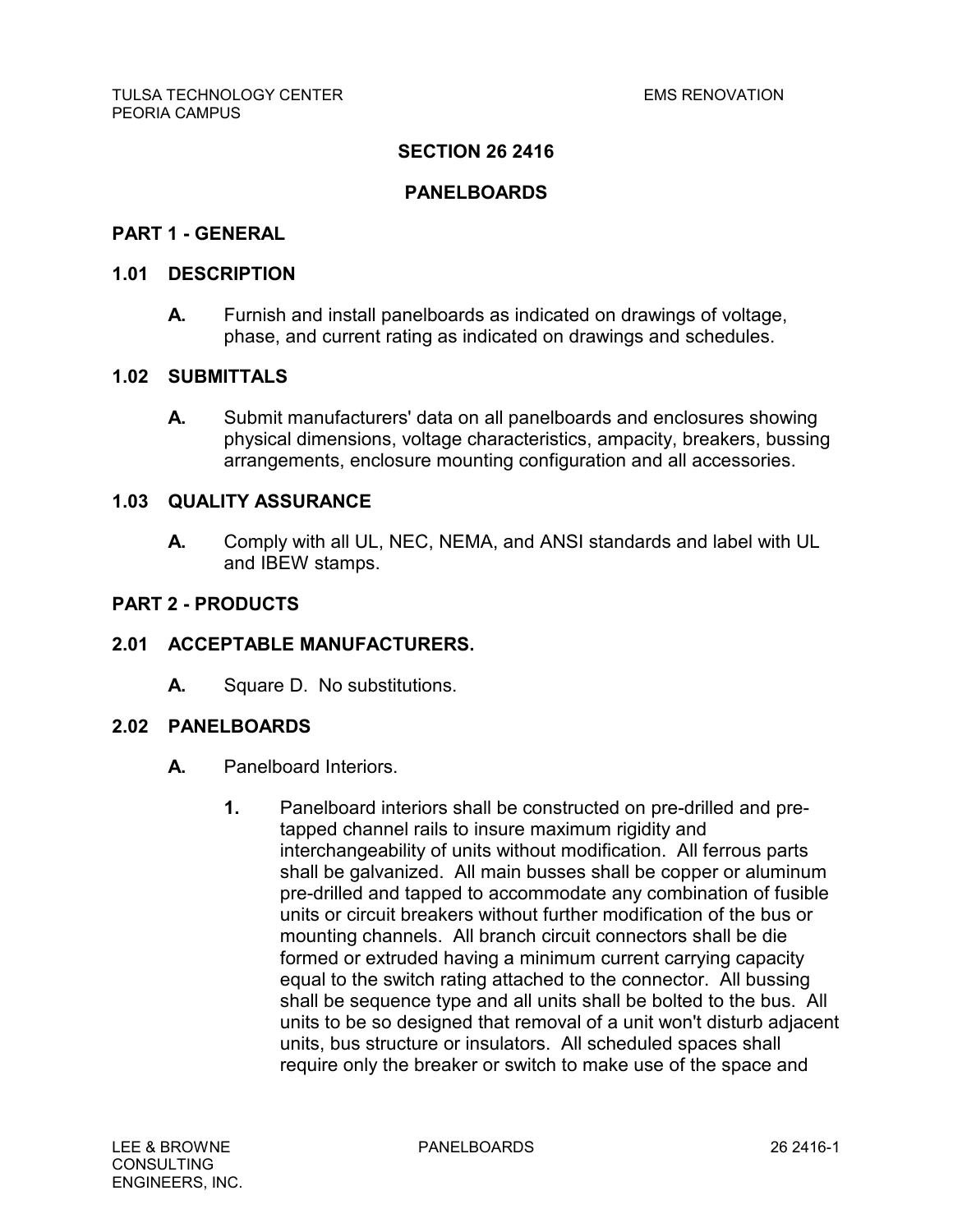# SECTION 26 2416

# PANELBOARDS

## PART 1 - GENERAL

### 1.01 DESCRIPTION

**A.** Furnish and install panelboards as indicated on drawings of voltage, phase, and current rating as indicated on drawings and schedules.

### 1.02 SUBMITTALS

**A.** Submit manufacturers' data on all panelboards and enclosures showing physical dimensions, voltage characteristics, ampacity, breakers, bussing arrangements, enclosure mounting configuration and all accessories.

### 1.03 QUALITY ASSURANCE

**A.** Comply with all UL, NEC, NEMA, and ANSI standards and label with UL and IBEW stamps.

## PART 2 - PRODUCTS

### 2.01 ACCEPTABLE MANUFACTURERS.

**A.** Square D. No substitutions.

### 2.02 PANELBOARDS

**A.** Panelboard Interiors.

**1.** Panelboard interiors shall be constructed on pre-drilled and pre-tapped channel rails to insure maximum rigidity and interchangeability of units without modification. All ferrous parts shall be galvanized. All main busses shall be copper or aluminum pre-drilled and tapped to accommodate any combination of fusible units or circuit breakers without further modification of the bus or mounting channels. All branch circuit connectors shall be die formed or extruded having a minimum current carrying capacity equal to the switch rating attached to the connector. All bussing shall be sequence type and all units shall be bolted to the bus. All units to be so designed that removal of a unit won't disturb adjacent units, bus structure or insulators. All scheduled spaces shall require only the breaker or switch to make use of the space and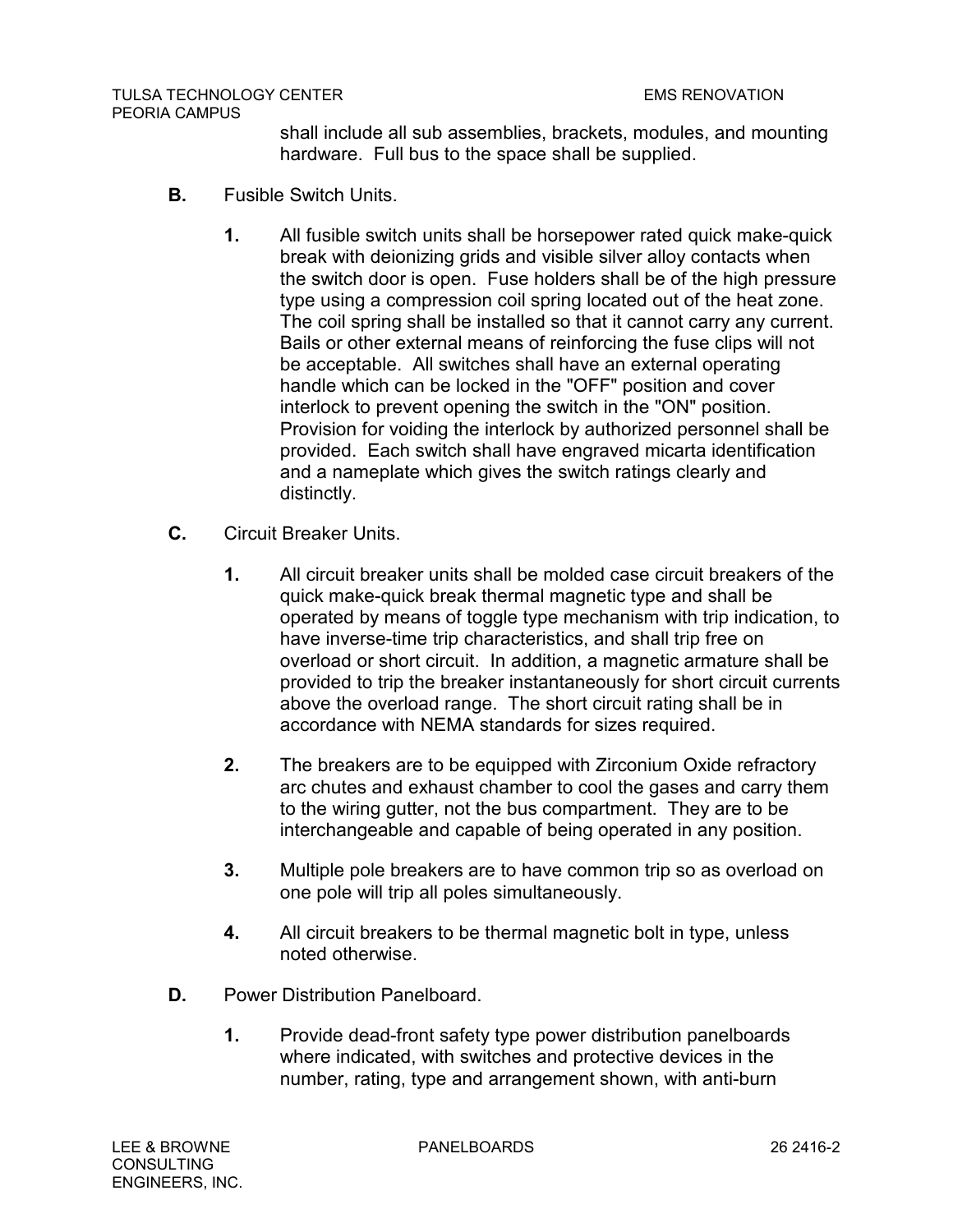shall include all sub assemblies, brackets, modules, and mounting hardware. Full bus to the space shall be supplied.

**B.** Fusible Switch Units.

**1.** All fusible switch units shall be horsepower rated quick make-quick break with deionizing grids and visible silver alloy contacts when the switch door is open. Fuse holders shall be of the high pressure type using a compression coil spring located out of the heat zone. The coil spring shall be installed so that it cannot carry any current. Bails or other external means of reinforcing the fuse clips will not be acceptable. All switches shall have an external operating handle which can be locked in the "OFF" position and cover interlock to prevent opening the switch in the "ON" position. Provision for voiding the interlock by authorized personnel shall be provided. Each switch shall have engraved micarta identification and a nameplate which gives the switch ratings clearly and distinctly.

**C.** Circuit Breaker Units.

**1.** All circuit breaker units shall be molded case circuit breakers of the quick make-quick break thermal magnetic type and shall be operated by means of toggle type mechanism with trip indication, to have inverse-time trip characteristics, and shall trip free on overload or short circuit. In addition, a magnetic armature shall be provided to trip the breaker instantaneously for short circuit currents above the overload range. The short circuit rating shall be in accordance with NEMA standards for sizes required.

**2.** The breakers are to be equipped with Zirconium Oxide refractory arc chutes and exhaust chamber to cool the gases and carry them to the wiring gutter, not the bus compartment. They are to be interchangeable and capable of being operated in any position.

**3.** Multiple pole breakers are to have common trip so as overload on one pole will trip all poles simultaneously.

**4.** All circuit breakers to be thermal magnetic bolt in type, unless noted otherwise.

**D.** Power Distribution Panelboard.

**1.** Provide dead-front safety type power distribution panelboards where indicated, with switches and protective devices in the number, rating, type and arrangement shown, with anti-burn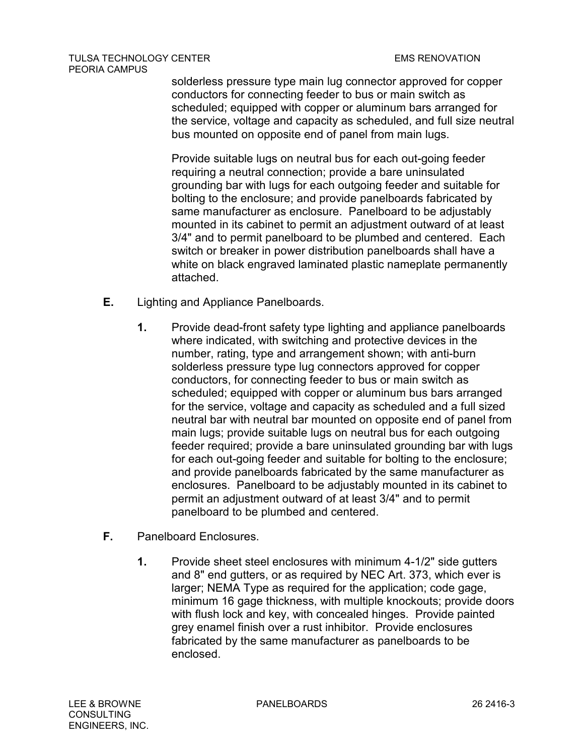solderless pressure type main lug connector approved for copper conductors for connecting feeder to bus or main switch as scheduled; equipped with copper or aluminum bars arranged for the service, voltage and capacity as scheduled, and full size neutral bus mounted on opposite end of panel from main lugs.

Provide suitable lugs on neutral bus for each out-going feeder requiring a neutral connection; provide a bare uninsulated grounding bar with lugs for each outgoing feeder and suitable for bolting to the enclosure; and provide panelboards fabricated by same manufacturer as enclosure. Panelboard to be adjustably mounted in its cabinet to permit an adjustment outward of at least 3/4" and to permit panelboard to be plumbed and centered. Each switch or breaker in power distribution panelboards shall have a white on black engraved laminated plastic nameplate permanently attached.

**E.** Lighting and Appliance Panelboards.

**1.** Provide dead-front safety type lighting and appliance panelboards where indicated, with switching and protective devices in the number, rating, type and arrangement shown; with anti-burn solderless pressure type lug connectors approved for copper conductors, for connecting feeder to bus or main switch as scheduled; equipped with copper or aluminum bus bars arranged for the service, voltage and capacity as scheduled and a full sized neutral bar with neutral bar mounted on opposite end of panel from main lugs; provide suitable lugs on neutral bus for each outgoing feeder required; provide a bare uninsulated grounding bar with lugs for each out-going feeder and suitable for bolting to the enclosure; and provide panelboards fabricated by the same manufacturer as enclosures. Panelboard to be adjustably mounted in its cabinet to permit an adjustment outward of at least 3/4" and to permit panelboard to be plumbed and centered.

**F.** Panelboard Enclosures.

**1.** Provide sheet steel enclosures with minimum 4-1/2" side gutters and 8" end gutters, or as required by NEC Art. 373, which ever is larger; NEMA Type as required for the application; code gage, minimum 16 gage thickness, with multiple knockouts; provide doors with flush lock and key, with concealed hinges. Provide painted grey enamel finish over a rust inhibitor. Provide enclosures fabricated by the same manufacturer as panelboards to be enclosed.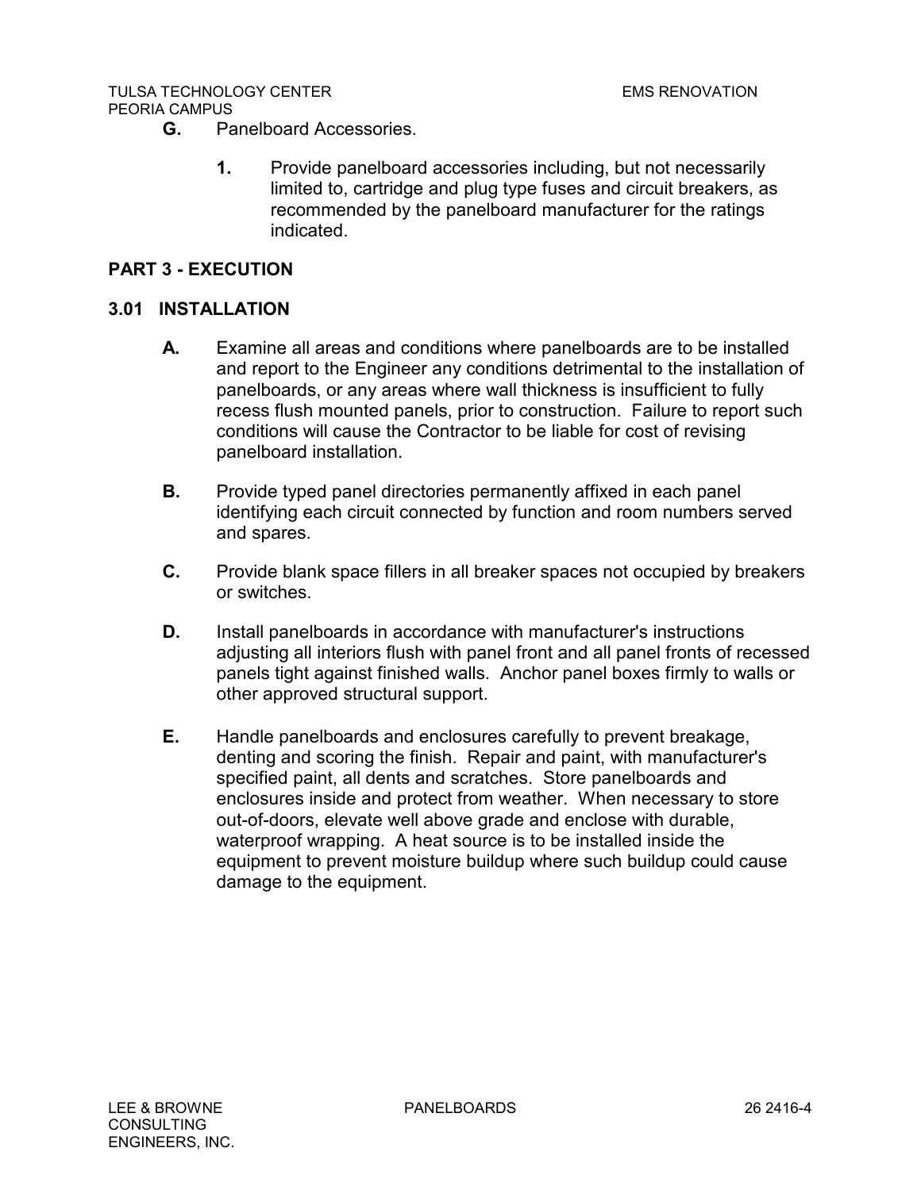**G.** Panelboard Accessories.

**1.** Provide panelboard accessories including, but not necessarily limited to, cartridge and plug type fuses and circuit breakers, as recommended by the panelboard manufacturer for the ratings indicated.

## PART 3 - EXECUTION

### 3.01 INSTALLATION

**A.** Examine all areas and conditions where panelboards are to be installed and report to the Engineer any conditions detrimental to the installation of panelboards, or any areas where wall thickness is insufficient to fully recess flush mounted panels, prior to construction. Failure to report such conditions will cause the Contractor to be liable for cost of revising panelboard installation.

**B.** Provide typed panel directories permanently affixed in each panel identifying each circuit connected by function and room numbers served and spares.

**C.** Provide blank space fillers in all breaker spaces not occupied by breakers or switches.

**D.** Install panelboards in accordance with manufacturer's instructions adjusting all interiors flush with panel front and all panel fronts of recessed panels tight against finished walls. Anchor panel boxes firmly to walls or other approved structural support.

**E.** Handle panelboards and enclosures carefully to prevent breakage, denting and scoring the finish. Repair and paint, with manufacturer's specified paint, all dents and scratches. Store panelboards and enclosures inside and protect from weather. When necessary to store out-of-doors, elevate well above grade and enclose with durable, waterproof wrapping. A heat source is to be installed inside the equipment to prevent moisture buildup where such buildup could cause damage to the equipment.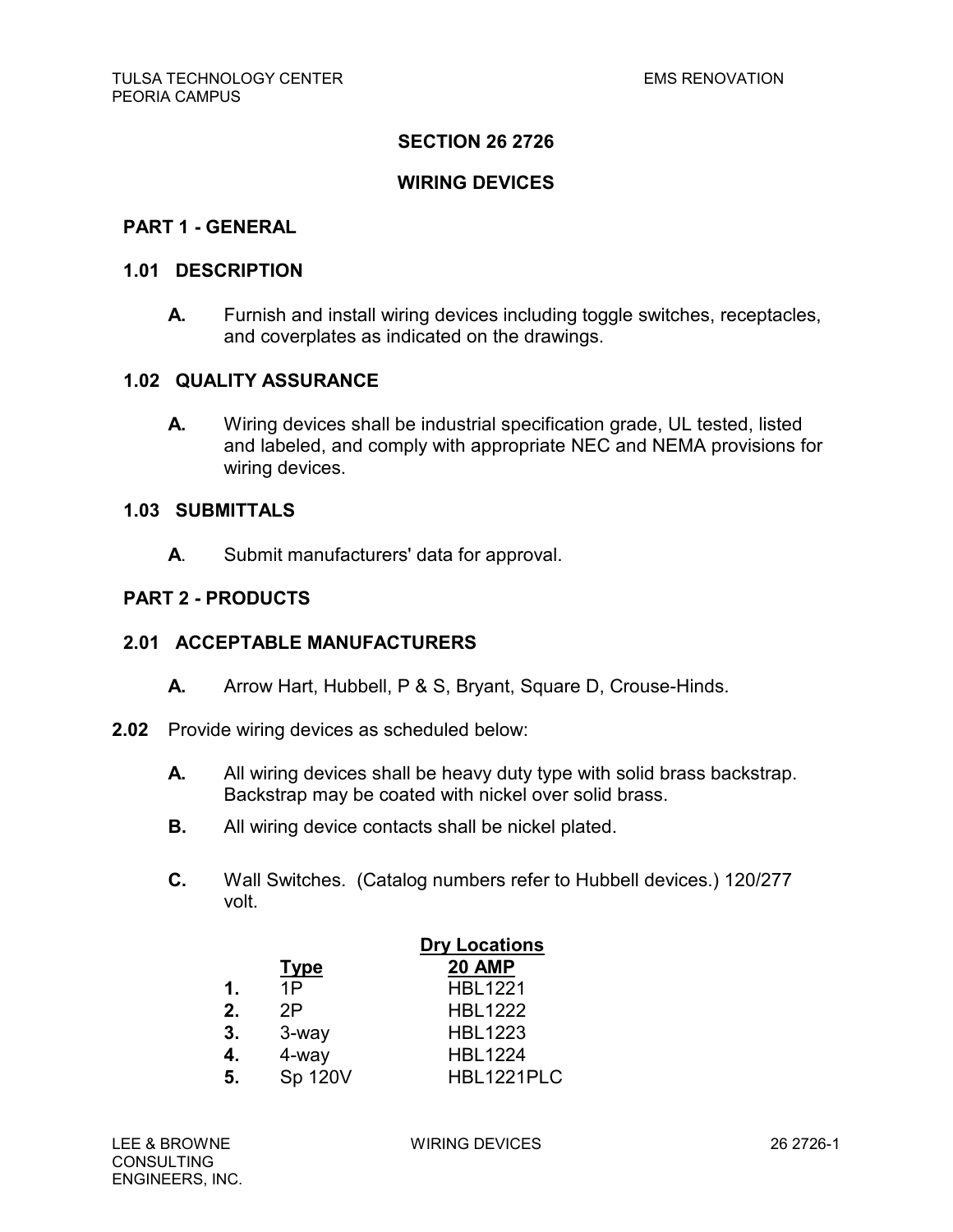# SECTION 26 2726

# WIRING DEVICES

## PART 1 - GENERAL

### 1.01 DESCRIPTION

**A.** Furnish and install wiring devices including toggle switches, receptacles, and coverplates as indicated on the drawings.

### 1.02 QUALITY ASSURANCE

**A.** Wiring devices shall be industrial specification grade, UL tested, listed and labeled, and comply with appropriate NEC and NEMA provisions for wiring devices.

### 1.03 SUBMITTALS

**A**. Submit manufacturers' data for approval.

## PART 2 - PRODUCTS

### 2.01 ACCEPTABLE MANUFACTURERS

**A.** Arrow Hart, Hubbell, P & S, Bryant, Square D, Crouse-Hinds.

**2.02** Provide wiring devices as scheduled below:

**A.** All wiring devices shall be heavy duty type with solid brass backstrap. Backstrap may be coated with nickel over solid brass.

**B.** All wiring device contacts shall be nickel plated.

**C.** Wall Switches. (Catalog numbers refer to Hubbell devices.) 120/277 volt.

| | Type | Dry Locations 20 AMP |
|---|---|---|
| **1.** | 1P | HBL1221 |
| **2.** | 2P | HBL1222 |
| **3.** | 3-way | HBL1223 |
| **4.** | 4-way | HBL1224 |
| **5.** | Sp 120V | HBL1221PLC |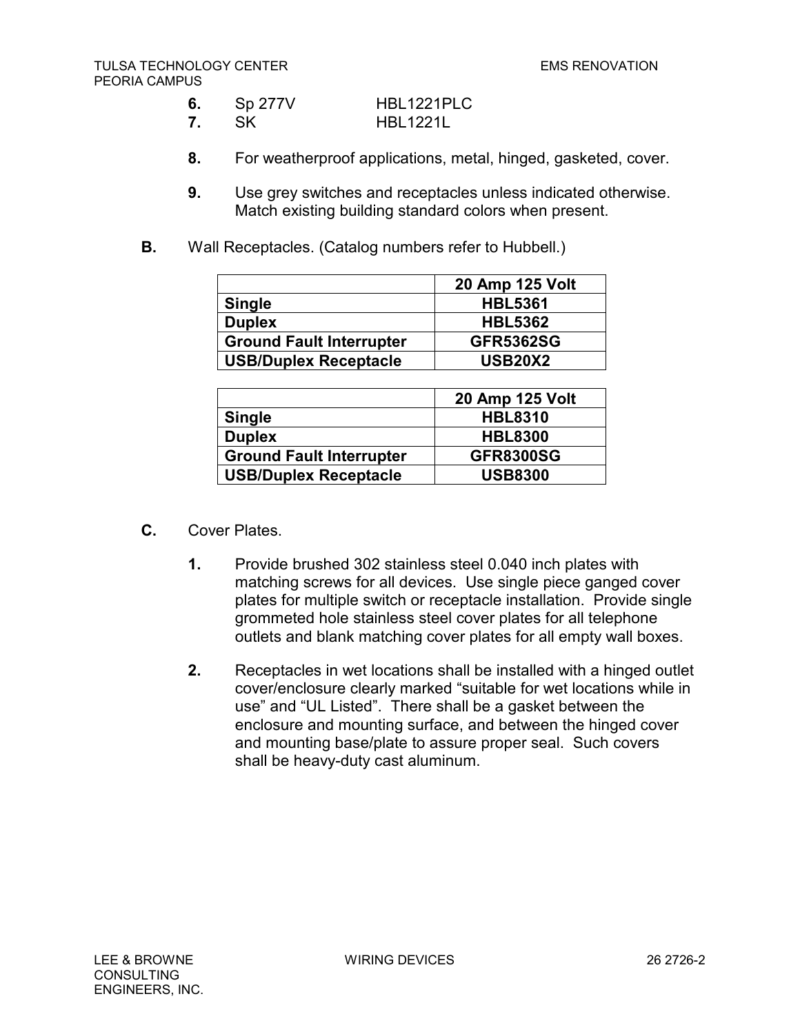6. Sp 277V HBL1221PLC
7. SK HBL1221L

8. For weatherproof applications, metal, hinged, gasketed, cover.

9. Use grey switches and receptacles unless indicated otherwise. Match existing building standard colors when present.

**B.** Wall Receptacles. (Catalog numbers refer to Hubbell.)

| | 20 Amp 125 Volt |
|---|---|
| **Single** | **HBL5361** |
| **Duplex** | **HBL5362** |
| **Ground Fault Interrupter** | **GFR5362SG** |
| **USB/Duplex Receptacle** | **USB20X2** |

| | 20 Amp 125 Volt |
|---|---|
| **Single** | **HBL8310** |
| **Duplex** | **HBL8300** |
| **Ground Fault Interrupter** | **GFR8300SG** |
| **USB/Duplex Receptacle** | **USB8300** |

**C.** Cover Plates.

1. Provide brushed 302 stainless steel 0.040 inch plates with matching screws for all devices. Use single piece ganged cover plates for multiple switch or receptacle installation. Provide single grommeted hole stainless steel cover plates for all telephone outlets and blank matching cover plates for all empty wall boxes.

2. Receptacles in wet locations shall be installed with a hinged outlet cover/enclosure clearly marked "suitable for wet locations while in use" and "UL Listed". There shall be a gasket between the enclosure and mounting surface, and between the hinged cover and mounting base/plate to assure proper seal. Such covers shall be heavy-duty cast aluminum.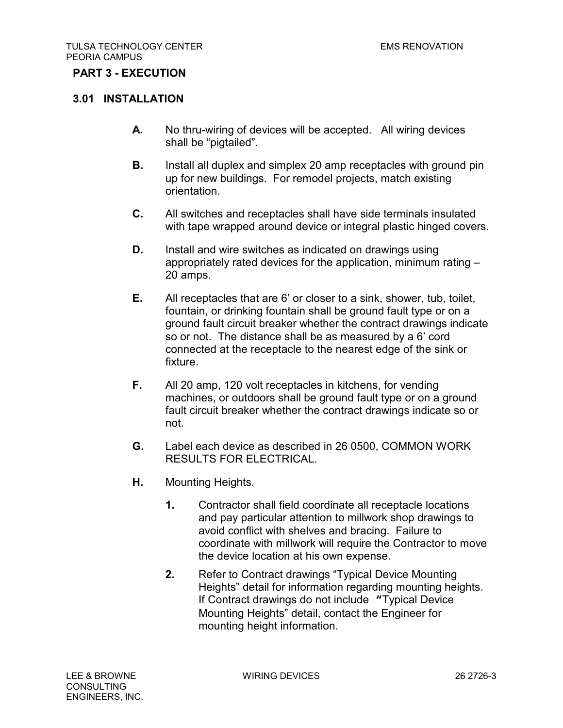## PART 3 - EXECUTION

### 3.01 INSTALLATION

**A.** No thru-wiring of devices will be accepted. All wiring devices shall be “pigtailed”.

**B.** Install all duplex and simplex 20 amp receptacles with ground pin up for new buildings. For remodel projects, match existing orientation.

**C.** All switches and receptacles shall have side terminals insulated with tape wrapped around device or integral plastic hinged covers.

**D.** Install and wire switches as indicated on drawings using appropriately rated devices for the application, minimum rating – 20 amps.

**E.** All receptacles that are 6’ or closer to a sink, shower, tub, toilet, fountain, or drinking fountain shall be ground fault type or on a ground fault circuit breaker whether the contract drawings indicate so or not. The distance shall be as measured by a 6’ cord connected at the receptacle to the nearest edge of the sink or fixture.

**F.** All 20 amp, 120 volt receptacles in kitchens, for vending machines, or outdoors shall be ground fault type or on a ground fault circuit breaker whether the contract drawings indicate so or not.

**G.** Label each device as described in 26 0500, COMMON WORK RESULTS FOR ELECTRICAL.

**H.** Mounting Heights.

1. Contractor shall field coordinate all receptacle locations and pay particular attention to millwork shop drawings to avoid conflict with shelves and bracing. Failure to coordinate with millwork will require the Contractor to move the device location at his own expense.
2. Refer to Contract drawings “Typical Device Mounting Heights” detail for information regarding mounting heights. If Contract drawings do not include “Typical Device Mounting Heights” detail, contact the Engineer for mounting height information.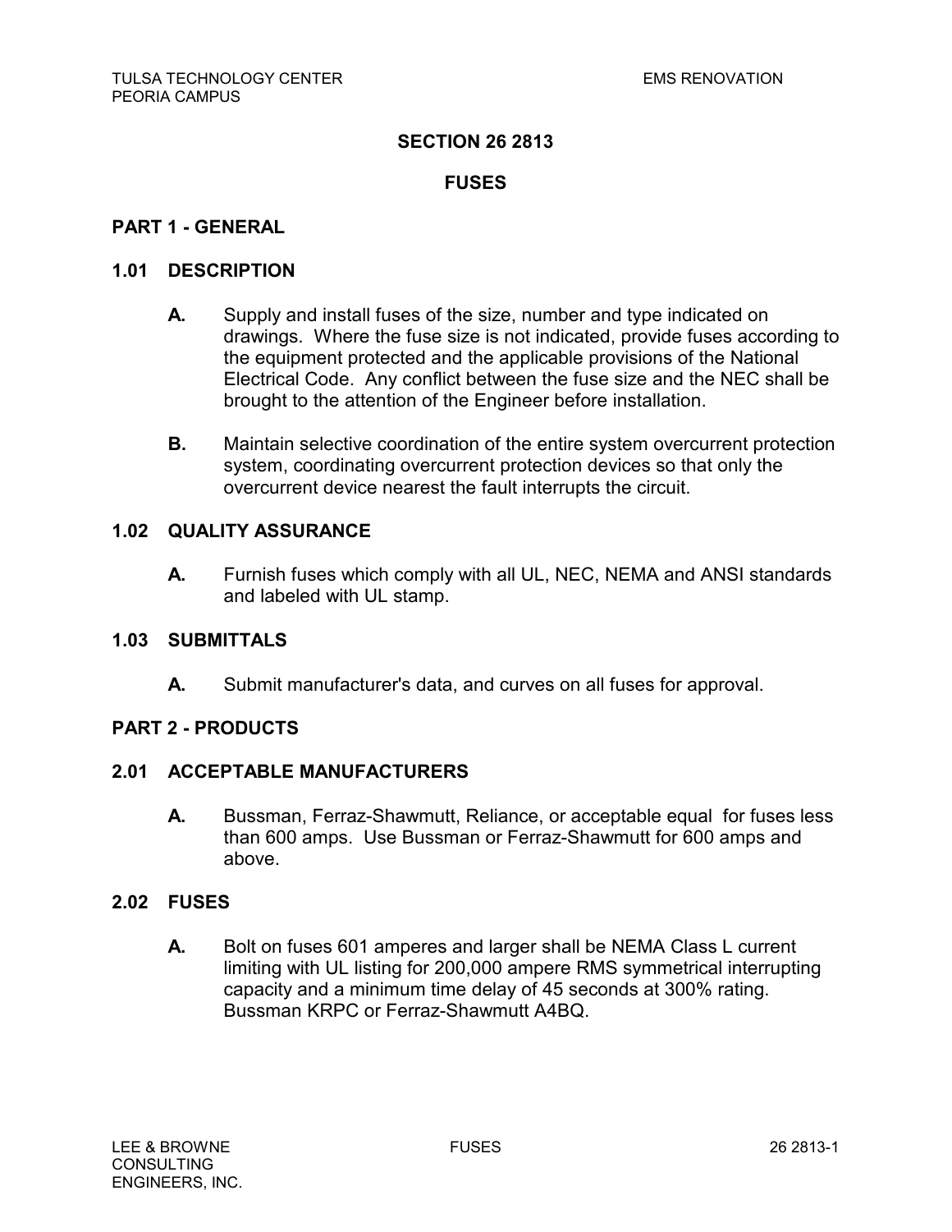# SECTION 26 2813

# FUSES

## PART 1 - GENERAL

### 1.01 DESCRIPTION

**A.** Supply and install fuses of the size, number and type indicated on drawings. Where the fuse size is not indicated, provide fuses according to the equipment protected and the applicable provisions of the National Electrical Code. Any conflict between the fuse size and the NEC shall be brought to the attention of the Engineer before installation.

**B.** Maintain selective coordination of the entire system overcurrent protection system, coordinating overcurrent protection devices so that only the overcurrent device nearest the fault interrupts the circuit.

### 1.02 QUALITY ASSURANCE

**A.** Furnish fuses which comply with all UL, NEC, NEMA and ANSI standards and labeled with UL stamp.

### 1.03 SUBMITTALS

**A.** Submit manufacturer's data, and curves on all fuses for approval.

## PART 2 - PRODUCTS

### 2.01 ACCEPTABLE MANUFACTURERS

**A.** Bussman, Ferraz-Shawmutt, Reliance, or acceptable equal for fuses less than 600 amps. Use Bussman or Ferraz-Shawmutt for 600 amps and above.

### 2.02 FUSES

**A.** Bolt on fuses 601 amperes and larger shall be NEMA Class L current limiting with UL listing for 200,000 ampere RMS symmetrical interrupting capacity and a minimum time delay of 45 seconds at 300% rating. Bussman KRPC or Ferraz-Shawmutt A4BQ.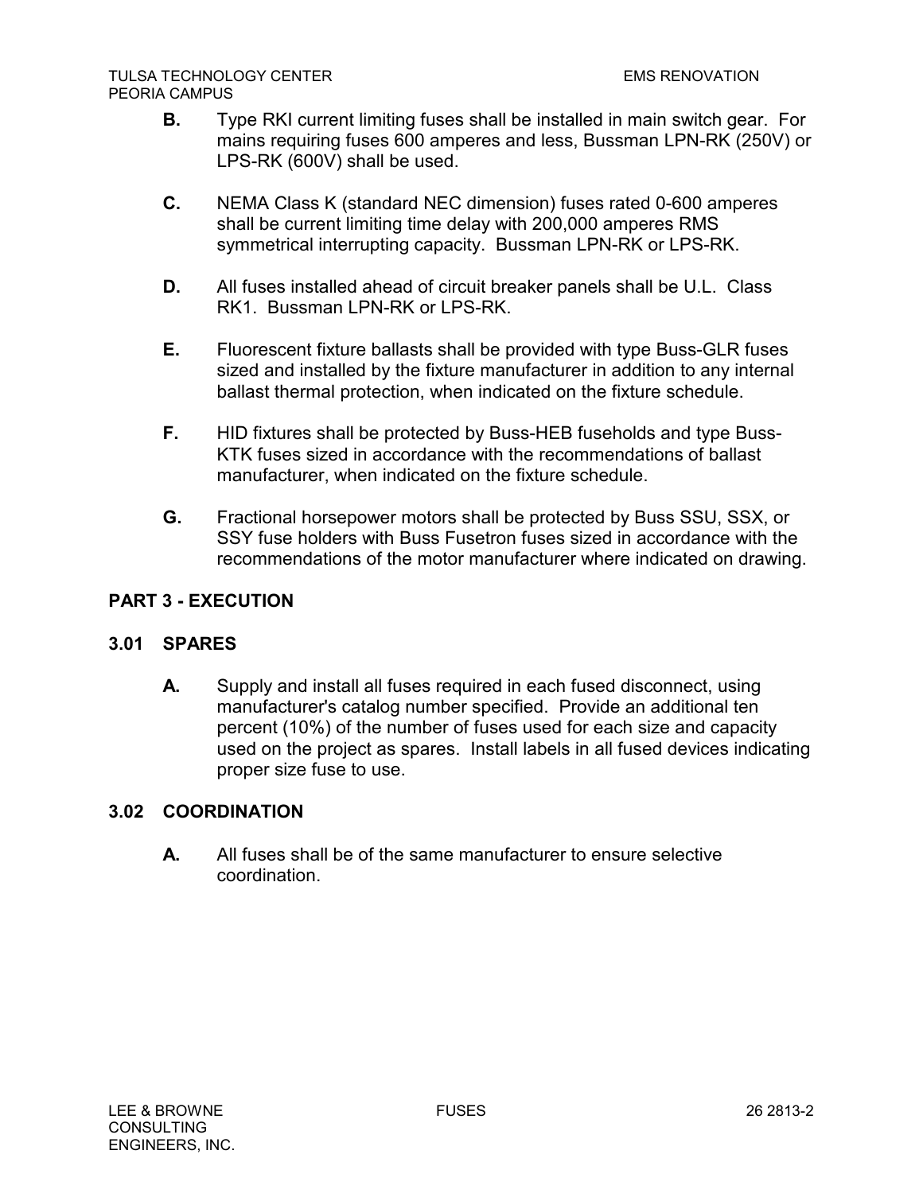**B.** Type RKI current limiting fuses shall be installed in main switch gear. For mains requiring fuses 600 amperes and less, Bussman LPN-RK (250V) or LPS-RK (600V) shall be used.

**C.** NEMA Class K (standard NEC dimension) fuses rated 0-600 amperes shall be current limiting time delay with 200,000 amperes RMS symmetrical interrupting capacity. Bussman LPN-RK or LPS-RK.

**D.** All fuses installed ahead of circuit breaker panels shall be U.L. Class RK1. Bussman LPN-RK or LPS-RK.

**E.** Fluorescent fixture ballasts shall be provided with type Buss-GLR fuses sized and installed by the fixture manufacturer in addition to any internal ballast thermal protection, when indicated on the fixture schedule.

**F.** HID fixtures shall be protected by Buss-HEB fuseholds and type Buss-KTK fuses sized in accordance with the recommendations of ballast manufacturer, when indicated on the fixture schedule.

**G.** Fractional horsepower motors shall be protected by Buss SSU, SSX, or SSY fuse holders with Buss Fusetron fuses sized in accordance with the recommendations of the motor manufacturer where indicated on drawing.

## PART 3 - EXECUTION

### 3.01 SPARES

**A.** Supply and install all fuses required in each fused disconnect, using manufacturer's catalog number specified. Provide an additional ten percent (10%) of the number of fuses used for each size and capacity used on the project as spares. Install labels in all fused devices indicating proper size fuse to use.

### 3.02 COORDINATION

**A.** All fuses shall be of the same manufacturer to ensure selective coordination.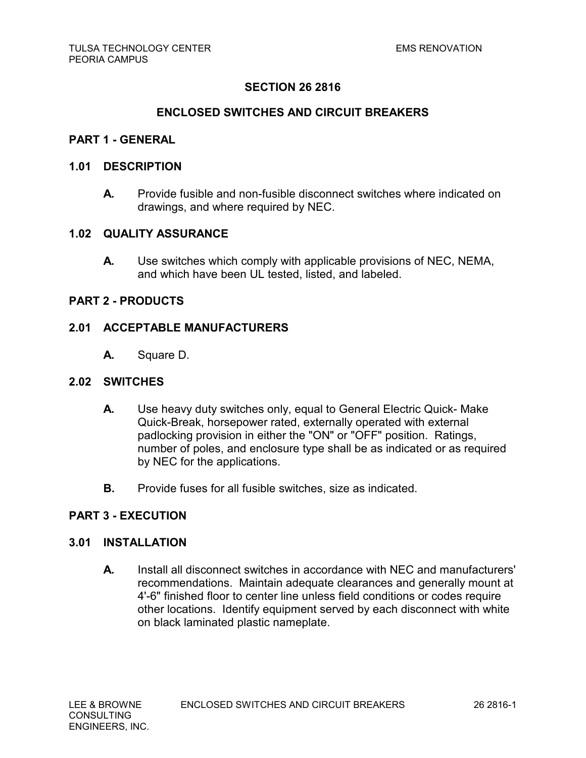# SECTION 26 2816

# ENCLOSED SWITCHES AND CIRCUIT BREAKERS

## PART 1 - GENERAL

### 1.01 DESCRIPTION

**A.** Provide fusible and non-fusible disconnect switches where indicated on drawings, and where required by NEC.

### 1.02 QUALITY ASSURANCE

**A.** Use switches which comply with applicable provisions of NEC, NEMA, and which have been UL tested, listed, and labeled.

## PART 2 - PRODUCTS

### 2.01 ACCEPTABLE MANUFACTURERS

**A.** Square D.

### 2.02 SWITCHES

**A.** Use heavy duty switches only, equal to General Electric Quick- Make Quick-Break, horsepower rated, externally operated with external padlocking provision in either the "ON" or "OFF" position. Ratings, number of poles, and enclosure type shall be as indicated or as required by NEC for the applications.

**B.** Provide fuses for all fusible switches, size as indicated.

## PART 3 - EXECUTION

### 3.01 INSTALLATION

**A.** Install all disconnect switches in accordance with NEC and manufacturers' recommendations. Maintain adequate clearances and generally mount at 4'-6" finished floor to center line unless field conditions or codes require other locations. Identify equipment served by each disconnect with white on black laminated plastic nameplate.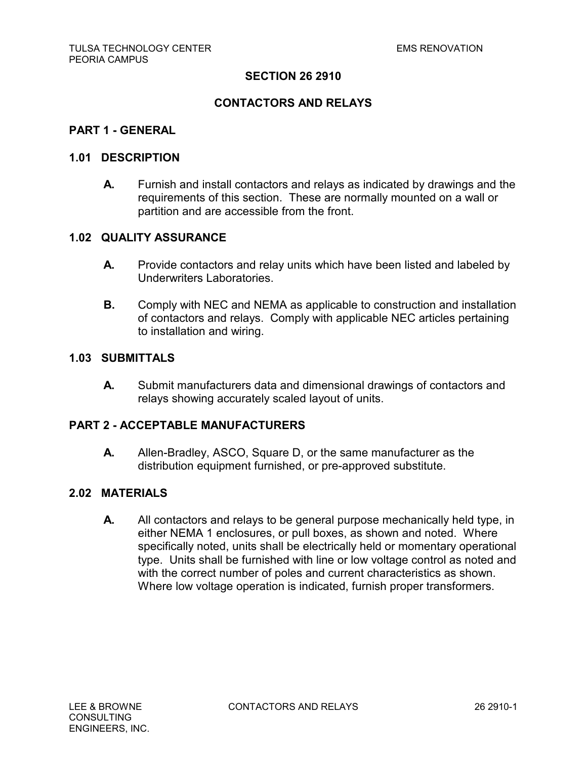# SECTION 26 2910

# CONTACTORS AND RELAYS

## PART 1 - GENERAL

### 1.01 DESCRIPTION

**A.** Furnish and install contactors and relays as indicated by drawings and the requirements of this section. These are normally mounted on a wall or partition and are accessible from the front.

### 1.02 QUALITY ASSURANCE

**A.** Provide contactors and relay units which have been listed and labeled by Underwriters Laboratories.

**B.** Comply with NEC and NEMA as applicable to construction and installation of contactors and relays. Comply with applicable NEC articles pertaining to installation and wiring.

### 1.03 SUBMITTALS

**A.** Submit manufacturers data and dimensional drawings of contactors and relays showing accurately scaled layout of units.

## PART 2 - ACCEPTABLE MANUFACTURERS

**A.** Allen-Bradley, ASCO, Square D, or the same manufacturer as the distribution equipment furnished, or pre-approved substitute.

### 2.02 MATERIALS

**A.** All contactors and relays to be general purpose mechanically held type, in either NEMA 1 enclosures, or pull boxes, as shown and noted. Where specifically noted, units shall be electrically held or momentary operational type. Units shall be furnished with line or low voltage control as noted and with the correct number of poles and current characteristics as shown. Where low voltage operation is indicated, furnish proper transformers.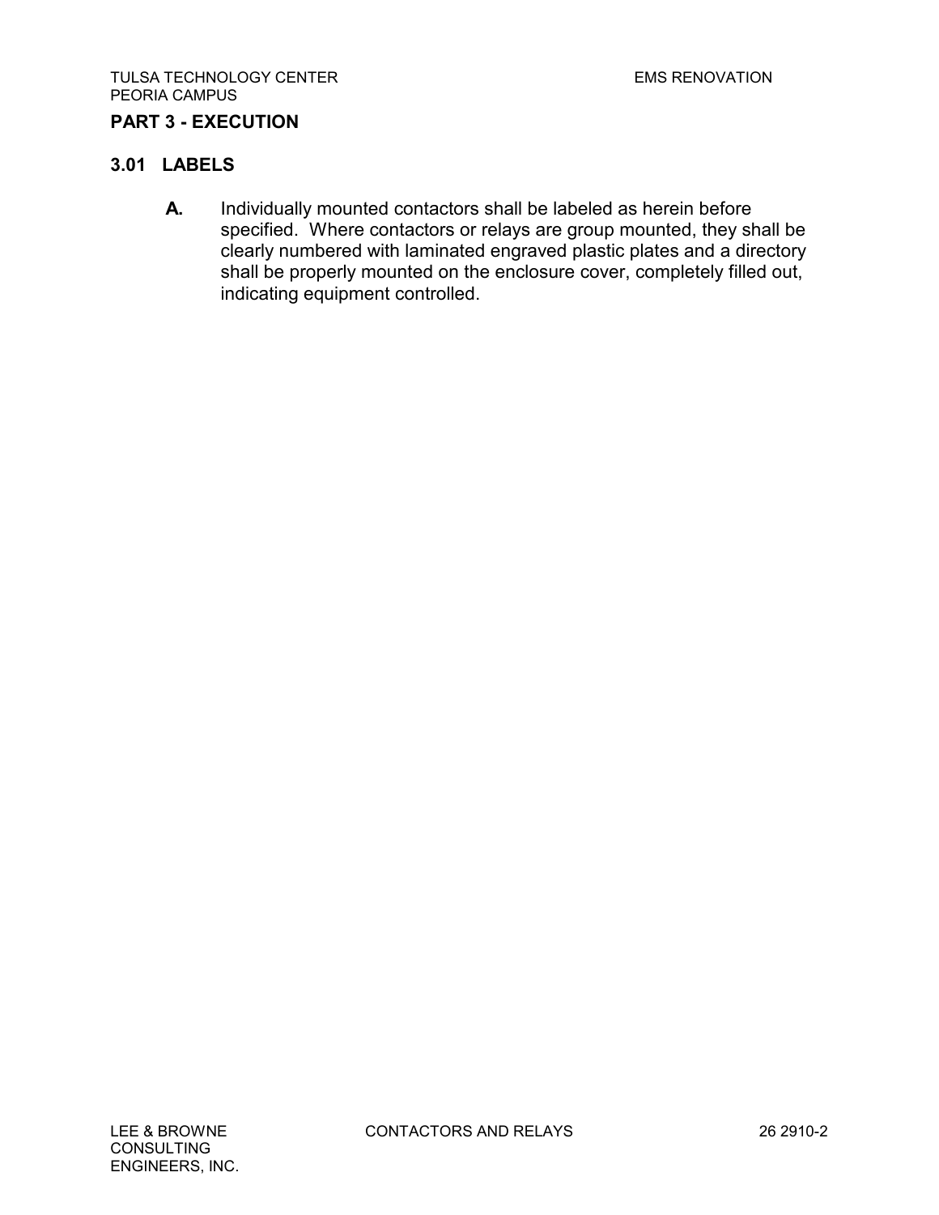## PART 3 - EXECUTION

### 3.01 LABELS

**A.** Individually mounted contactors shall be labeled as herein before specified. Where contactors or relays are group mounted, they shall be clearly numbered with laminated engraved plastic plates and a directory shall be properly mounted on the enclosure cover, completely filled out, indicating equipment controlled.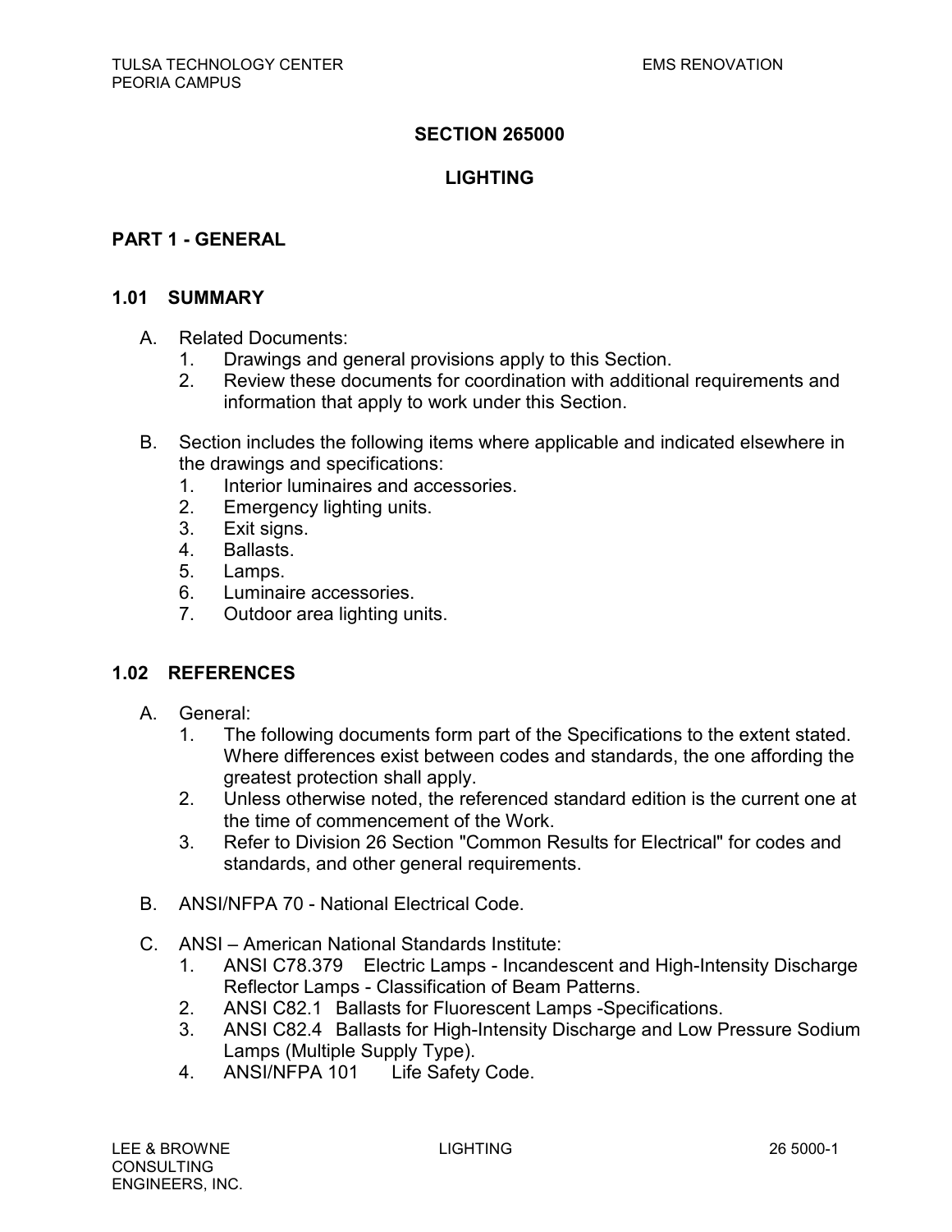# SECTION 265000

# LIGHTING

## PART 1 - GENERAL

### 1.01 SUMMARY

A. Related Documents:
   1. Drawings and general provisions apply to this Section.
   2. Review these documents for coordination with additional requirements and information that apply to work under this Section.

B. Section includes the following items where applicable and indicated elsewhere in the drawings and specifications:
   1. Interior luminaires and accessories.
   2. Emergency lighting units.
   3. Exit signs.
   4. Ballasts.
   5. Lamps.
   6. Luminaire accessories.
   7. Outdoor area lighting units.

### 1.02 REFERENCES

A. General:
   1. The following documents form part of the Specifications to the extent stated. Where differences exist between codes and standards, the one affording the greatest protection shall apply.
   2. Unless otherwise noted, the referenced standard edition is the current one at the time of commencement of the Work.
   3. Refer to Division 26 Section "Common Results for Electrical" for codes and standards, and other general requirements.

B. ANSI/NFPA 70 - National Electrical Code.

C. ANSI – American National Standards Institute:
   1. ANSI C78.379 Electric Lamps - Incandescent and High-Intensity Discharge Reflector Lamps - Classification of Beam Patterns.
   2. ANSI C82.1 Ballasts for Fluorescent Lamps -Specifications.
   3. ANSI C82.4 Ballasts for High-Intensity Discharge and Low Pressure Sodium Lamps (Multiple Supply Type).
   4. ANSI/NFPA 101 Life Safety Code.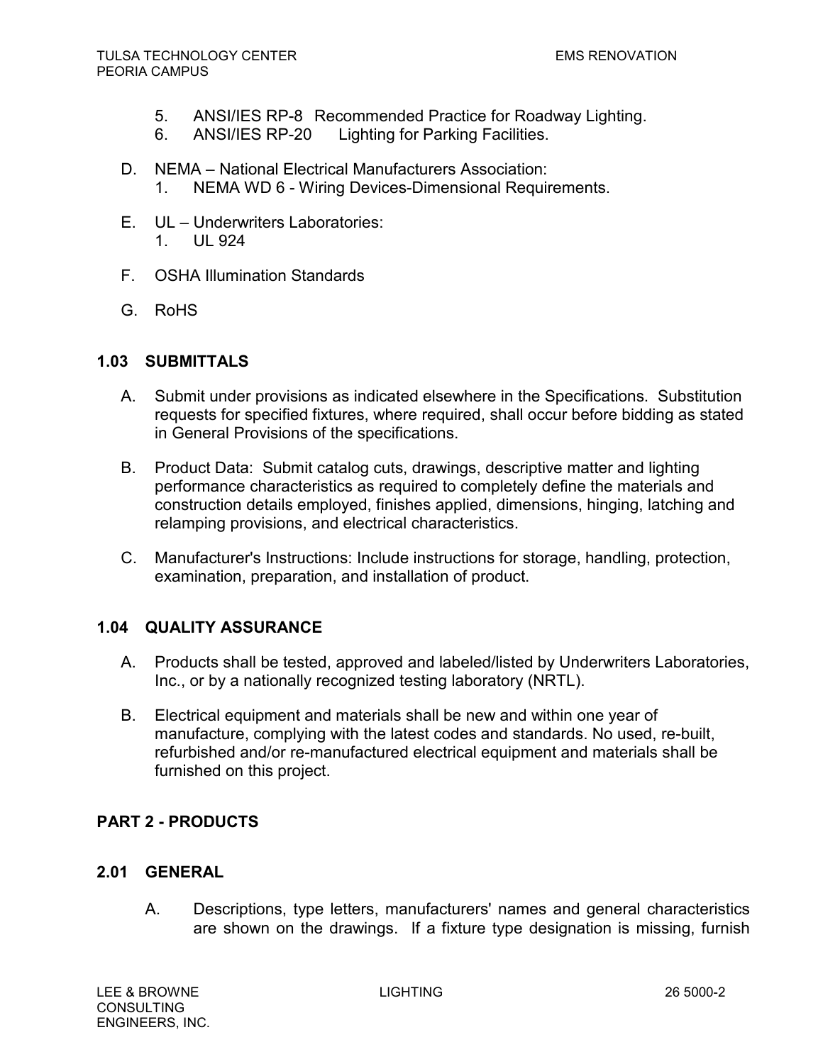5. ANSI/IES RP-8 Recommended Practice for Roadway Lighting.
6. ANSI/IES RP-20 Lighting for Parking Facilities.

D. NEMA – National Electrical Manufacturers Association:
   1. NEMA WD 6 - Wiring Devices-Dimensional Requirements.

E. UL – Underwriters Laboratories:
   1. UL 924

F. OSHA Illumination Standards

G. RoHS

## 1.03 SUBMITTALS

A. Submit under provisions as indicated elsewhere in the Specifications. Substitution requests for specified fixtures, where required, shall occur before bidding as stated in General Provisions of the specifications.

B. Product Data: Submit catalog cuts, drawings, descriptive matter and lighting performance characteristics as required to completely define the materials and construction details employed, finishes applied, dimensions, hinging, latching and relamping provisions, and electrical characteristics.

C. Manufacturer's Instructions: Include instructions for storage, handling, protection, examination, preparation, and installation of product.

## 1.04 QUALITY ASSURANCE

A. Products shall be tested, approved and labeled/listed by Underwriters Laboratories, Inc., or by a nationally recognized testing laboratory (NRTL).

B. Electrical equipment and materials shall be new and within one year of manufacture, complying with the latest codes and standards. No used, re-built, refurbished and/or re-manufactured electrical equipment and materials shall be furnished on this project.

# PART 2 - PRODUCTS

## 2.01 GENERAL

A. Descriptions, type letters, manufacturers' names and general characteristics are shown on the drawings. If a fixture type designation is missing, furnish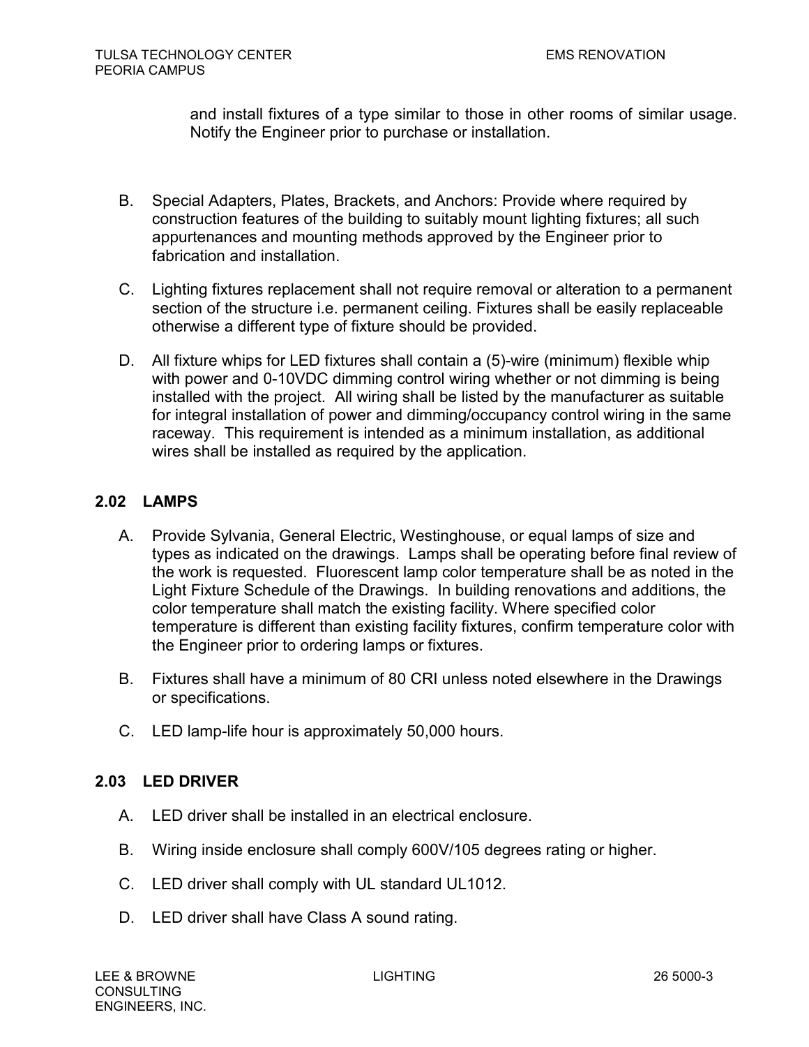and install fixtures of a type similar to those in other rooms of similar usage. Notify the Engineer prior to purchase or installation.

B. Special Adapters, Plates, Brackets, and Anchors: Provide where required by construction features of the building to suitably mount lighting fixtures; all such appurtenances and mounting methods approved by the Engineer prior to fabrication and installation.

C. Lighting fixtures replacement shall not require removal or alteration to a permanent section of the structure i.e. permanent ceiling. Fixtures shall be easily replaceable otherwise a different type of fixture should be provided.

D. All fixture whips for LED fixtures shall contain a (5)-wire (minimum) flexible whip with power and 0-10VDC dimming control wiring whether or not dimming is being installed with the project. All wiring shall be listed by the manufacturer as suitable for integral installation of power and dimming/occupancy control wiring in the same raceway. This requirement is intended as a minimum installation, as additional wires shall be installed as required by the application.

## 2.02 LAMPS

A. Provide Sylvania, General Electric, Westinghouse, or equal lamps of size and types as indicated on the drawings. Lamps shall be operating before final review of the work is requested. Fluorescent lamp color temperature shall be as noted in the Light Fixture Schedule of the Drawings. In building renovations and additions, the color temperature shall match the existing facility. Where specified color temperature is different than existing facility fixtures, confirm temperature color with the Engineer prior to ordering lamps or fixtures.

B. Fixtures shall have a minimum of 80 CRI unless noted elsewhere in the Drawings or specifications.

C. LED lamp-life hour is approximately 50,000 hours.

## 2.03 LED DRIVER

A. LED driver shall be installed in an electrical enclosure.

B. Wiring inside enclosure shall comply 600V/105 degrees rating or higher.

C. LED driver shall comply with UL standard UL1012.

D. LED driver shall have Class A sound rating.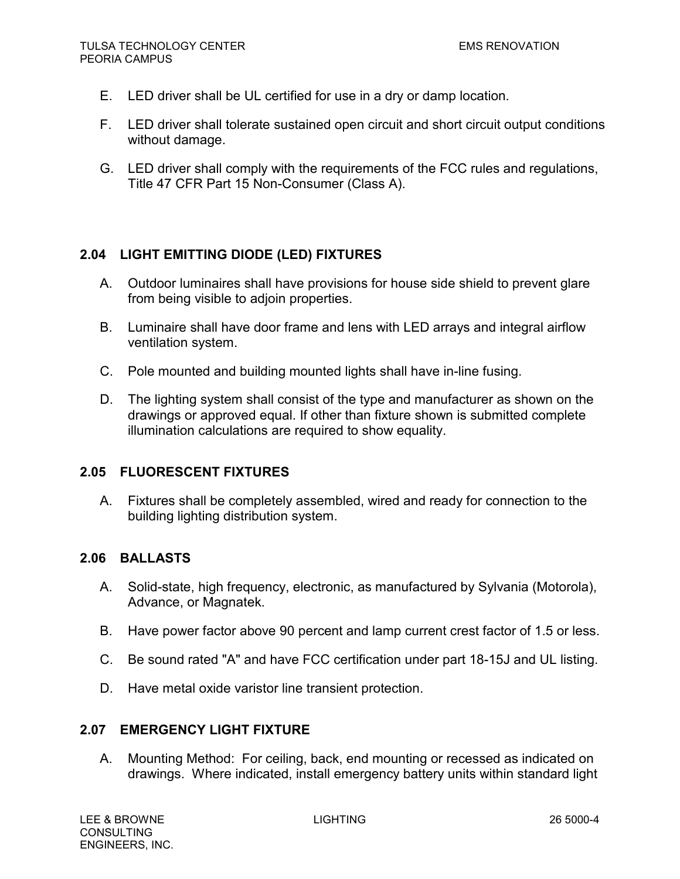E. LED driver shall be UL certified for use in a dry or damp location.

F. LED driver shall tolerate sustained open circuit and short circuit output conditions without damage.

G. LED driver shall comply with the requirements of the FCC rules and regulations, Title 47 CFR Part 15 Non-Consumer (Class A).

## 2.04 LIGHT EMITTING DIODE (LED) FIXTURES

A. Outdoor luminaires shall have provisions for house side shield to prevent glare from being visible to adjoin properties.

B. Luminaire shall have door frame and lens with LED arrays and integral airflow ventilation system.

C. Pole mounted and building mounted lights shall have in-line fusing.

D. The lighting system shall consist of the type and manufacturer as shown on the drawings or approved equal. If other than fixture shown is submitted complete illumination calculations are required to show equality.

## 2.05 FLUORESCENT FIXTURES

A. Fixtures shall be completely assembled, wired and ready for connection to the building lighting distribution system.

## 2.06 BALLASTS

A. Solid-state, high frequency, electronic, as manufactured by Sylvania (Motorola), Advance, or Magnatek.

B. Have power factor above 90 percent and lamp current crest factor of 1.5 or less.

C. Be sound rated "A" and have FCC certification under part 18-15J and UL listing.

D. Have metal oxide varistor line transient protection.

## 2.07 EMERGENCY LIGHT FIXTURE

A. Mounting Method: For ceiling, back, end mounting or recessed as indicated on drawings. Where indicated, install emergency battery units within standard light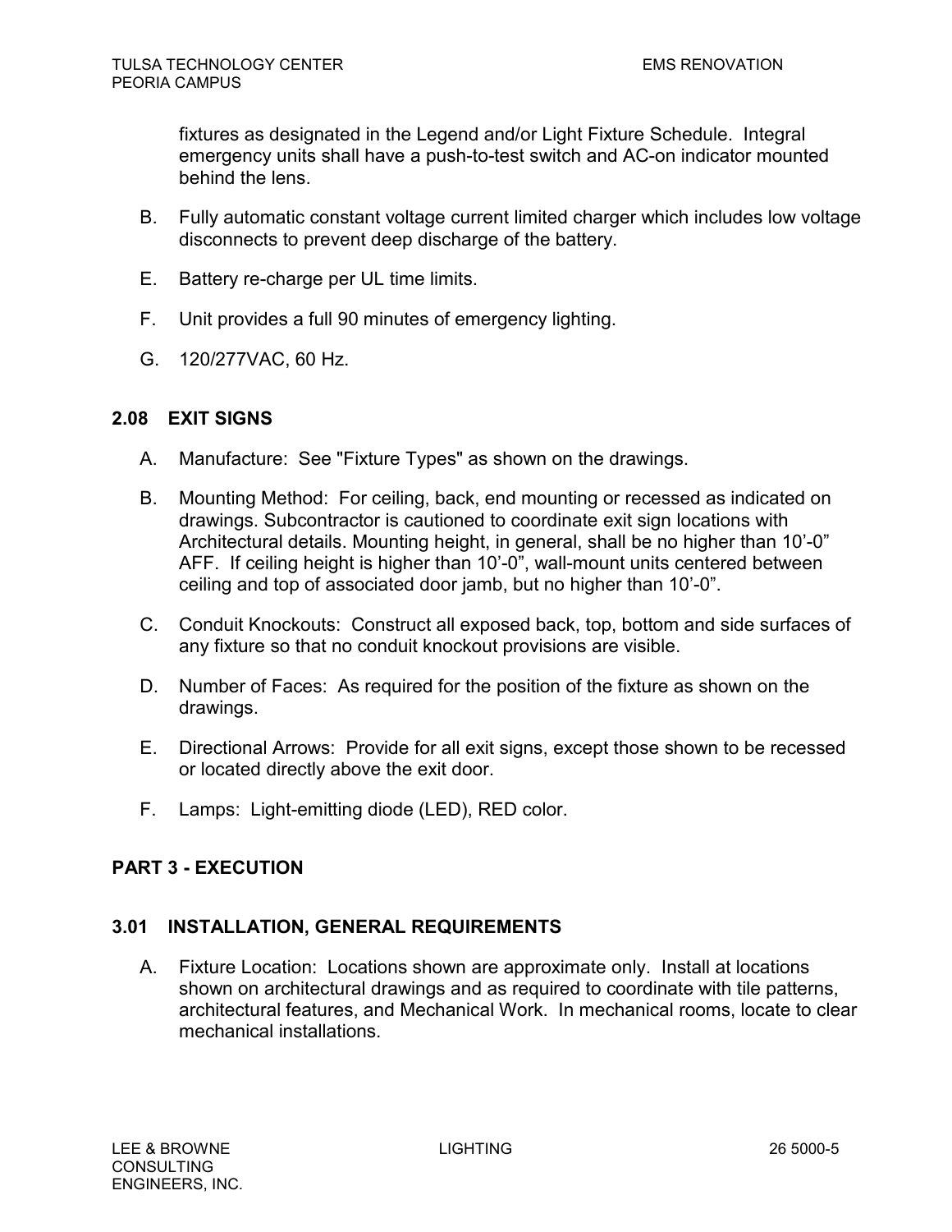fixtures as designated in the Legend and/or Light Fixture Schedule. Integral emergency units shall have a push-to-test switch and AC-on indicator mounted behind the lens.

B. Fully automatic constant voltage current limited charger which includes low voltage disconnects to prevent deep discharge of the battery.

E. Battery re-charge per UL time limits.

F. Unit provides a full 90 minutes of emergency lighting.

G. 120/277VAC, 60 Hz.

## 2.08 EXIT SIGNS

A. Manufacture: See "Fixture Types" as shown on the drawings.

B. Mounting Method: For ceiling, back, end mounting or recessed as indicated on drawings. Subcontractor is cautioned to coordinate exit sign locations with Architectural details. Mounting height, in general, shall be no higher than 10’-0” AFF. If ceiling height is higher than 10’-0”, wall-mount units centered between ceiling and top of associated door jamb, but no higher than 10’-0”.

C. Conduit Knockouts: Construct all exposed back, top, bottom and side surfaces of any fixture so that no conduit knockout provisions are visible.

D. Number of Faces: As required for the position of the fixture as shown on the drawings.

E. Directional Arrows: Provide for all exit signs, except those shown to be recessed or located directly above the exit door.

F. Lamps: Light-emitting diode (LED), RED color.

# PART 3 - EXECUTION

## 3.01 INSTALLATION, GENERAL REQUIREMENTS

A. Fixture Location: Locations shown are approximate only. Install at locations shown on architectural drawings and as required to coordinate with tile patterns, architectural features, and Mechanical Work. In mechanical rooms, locate to clear mechanical installations.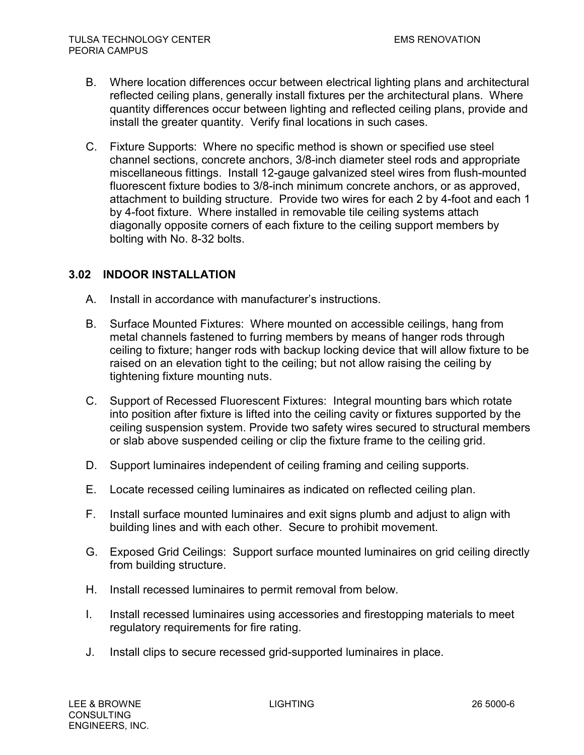B. Where location differences occur between electrical lighting plans and architectural reflected ceiling plans, generally install fixtures per the architectural plans. Where quantity differences occur between lighting and reflected ceiling plans, provide and install the greater quantity. Verify final locations in such cases.

C. Fixture Supports: Where no specific method is shown or specified use steel channel sections, concrete anchors, 3/8-inch diameter steel rods and appropriate miscellaneous fittings. Install 12-gauge galvanized steel wires from flush-mounted fluorescent fixture bodies to 3/8-inch minimum concrete anchors, or as approved, attachment to building structure. Provide two wires for each 2 by 4-foot and each 1 by 4-foot fixture. Where installed in removable tile ceiling systems attach diagonally opposite corners of each fixture to the ceiling support members by bolting with No. 8-32 bolts.

## 3.02 INDOOR INSTALLATION

A. Install in accordance with manufacturer's instructions.

B. Surface Mounted Fixtures: Where mounted on accessible ceilings, hang from metal channels fastened to furring members by means of hanger rods through ceiling to fixture; hanger rods with backup locking device that will allow fixture to be raised on an elevation tight to the ceiling; but not allow raising the ceiling by tightening fixture mounting nuts.

C. Support of Recessed Fluorescent Fixtures: Integral mounting bars which rotate into position after fixture is lifted into the ceiling cavity or fixtures supported by the ceiling suspension system. Provide two safety wires secured to structural members or slab above suspended ceiling or clip the fixture frame to the ceiling grid.

D. Support luminaires independent of ceiling framing and ceiling supports.

E. Locate recessed ceiling luminaires as indicated on reflected ceiling plan.

F. Install surface mounted luminaires and exit signs plumb and adjust to align with building lines and with each other. Secure to prohibit movement.

G. Exposed Grid Ceilings: Support surface mounted luminaires on grid ceiling directly from building structure.

H. Install recessed luminaires to permit removal from below.

I. Install recessed luminaires using accessories and firestopping materials to meet regulatory requirements for fire rating.

J. Install clips to secure recessed grid-supported luminaires in place.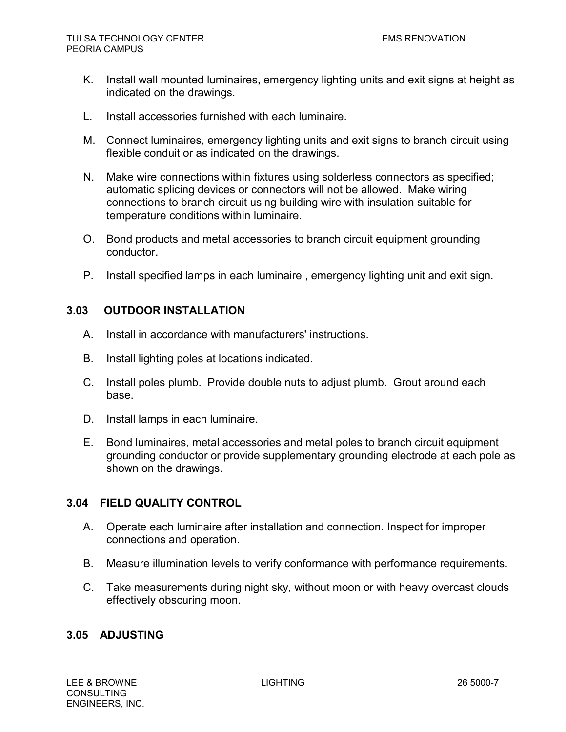K. Install wall mounted luminaires, emergency lighting units and exit signs at height as indicated on the drawings.

L. Install accessories furnished with each luminaire.

M. Connect luminaires, emergency lighting units and exit signs to branch circuit using flexible conduit or as indicated on the drawings.

N. Make wire connections within fixtures using solderless connectors as specified; automatic splicing devices or connectors will not be allowed. Make wiring connections to branch circuit using building wire with insulation suitable for temperature conditions within luminaire.

O. Bond products and metal accessories to branch circuit equipment grounding conductor.

P. Install specified lamps in each luminaire , emergency lighting unit and exit sign.

### 3.03 OUTDOOR INSTALLATION

A. Install in accordance with manufacturers' instructions.

B. Install lighting poles at locations indicated.

C. Install poles plumb. Provide double nuts to adjust plumb. Grout around each base.

D. Install lamps in each luminaire.

E. Bond luminaires, metal accessories and metal poles to branch circuit equipment grounding conductor or provide supplementary grounding electrode at each pole as shown on the drawings.

### 3.04 FIELD QUALITY CONTROL

A. Operate each luminaire after installation and connection. Inspect for improper connections and operation.

B. Measure illumination levels to verify conformance with performance requirements.

C. Take measurements during night sky, without moon or with heavy overcast clouds effectively obscuring moon.

### 3.05 ADJUSTING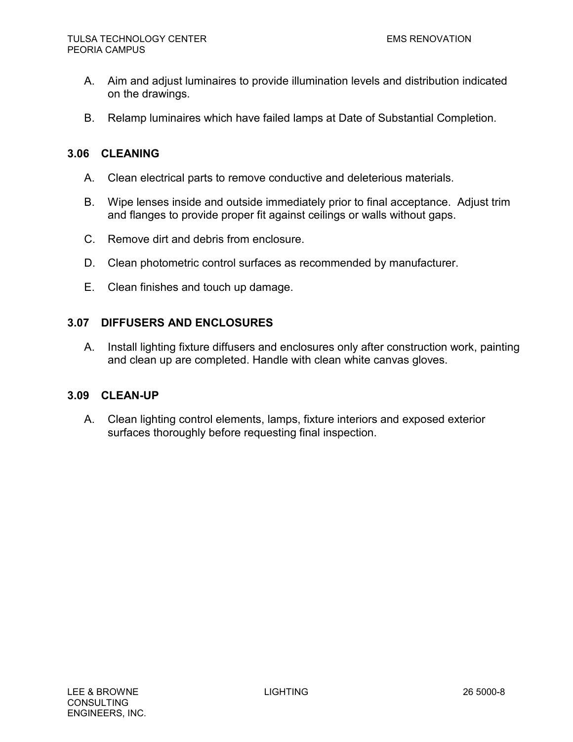A. Aim and adjust luminaires to provide illumination levels and distribution indicated on the drawings.

B. Relamp luminaires which have failed lamps at Date of Substantial Completion.

## 3.06 CLEANING

A. Clean electrical parts to remove conductive and deleterious materials.

B. Wipe lenses inside and outside immediately prior to final acceptance. Adjust trim and flanges to provide proper fit against ceilings or walls without gaps.

C. Remove dirt and debris from enclosure.

D. Clean photometric control surfaces as recommended by manufacturer.

E. Clean finishes and touch up damage.

## 3.07 DIFFUSERS AND ENCLOSURES

A. Install lighting fixture diffusers and enclosures only after construction work, painting and clean up are completed. Handle with clean white canvas gloves.

## 3.09 CLEAN-UP

A. Clean lighting control elements, lamps, fixture interiors and exposed exterior surfaces thoroughly before requesting final inspection.